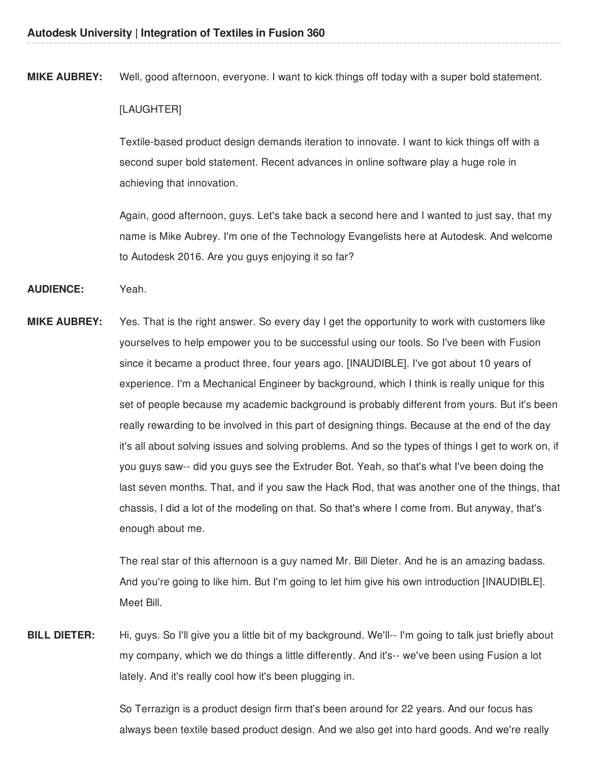**MIKE AUBREY:** Well, good afternoon, everyone. I want to kick things off today with a super bold statement.

[LAUGHTER]

Textile-based product design demands iteration to innovate. I want to kick things off with a second super bold statement. Recent advances in online software play a huge role in achieving that innovation.

Again, good afternoon, guys. Let's take back a second here and I wanted to just say, that my name is Mike Aubrey. I'm one of the Technology Evangelists here at Autodesk. And welcome to Autodesk 2016. Are you guys enjoying it so far?

**AUDIENCE:** Yeah.

**MIKE AUBREY:** Yes. That is the right answer. So every day I get the opportunity to work with customers like yourselves to help empower you to be successful using our tools. So I've been with Fusion since it became a product three, four years ago. [INAUDIBLE]. I've got about 10 years of experience. I'm a Mechanical Engineer by background, which I think is really unique for this set of people because my academic background is probably different from yours. But it's been really rewarding to be involved in this part of designing things. Because at the end of the day it's all about solving issues and solving problems. And so the types of things I get to work on, if you guys saw-- did you guys see the Extruder Bot. Yeah, so that's what I've been doing the last seven months. That, and if you saw the Hack Rod, that was another one of the things, that chassis, I did a lot of the modeling on that. So that's where I come from. But anyway, that's enough about me.

The real star of this afternoon is a guy named Mr. Bill Dieter. And he is an amazing badass. And you're going to like him. But I'm going to let him give his own introduction [INAUDIBLE]. Meet Bill.

**BILL DIETER:** Hi, guys. So I'll give you a little bit of my background. We'll-- I'm going to talk just briefly about my company, which we do things a little differently. And it's-- we've been using Fusion a lot lately. And it's really cool how it's been plugging in.

So Terrazign is a product design firm that's been around for 22 years. And our focus has always been textile based product design. And we also get into hard goods. And we're really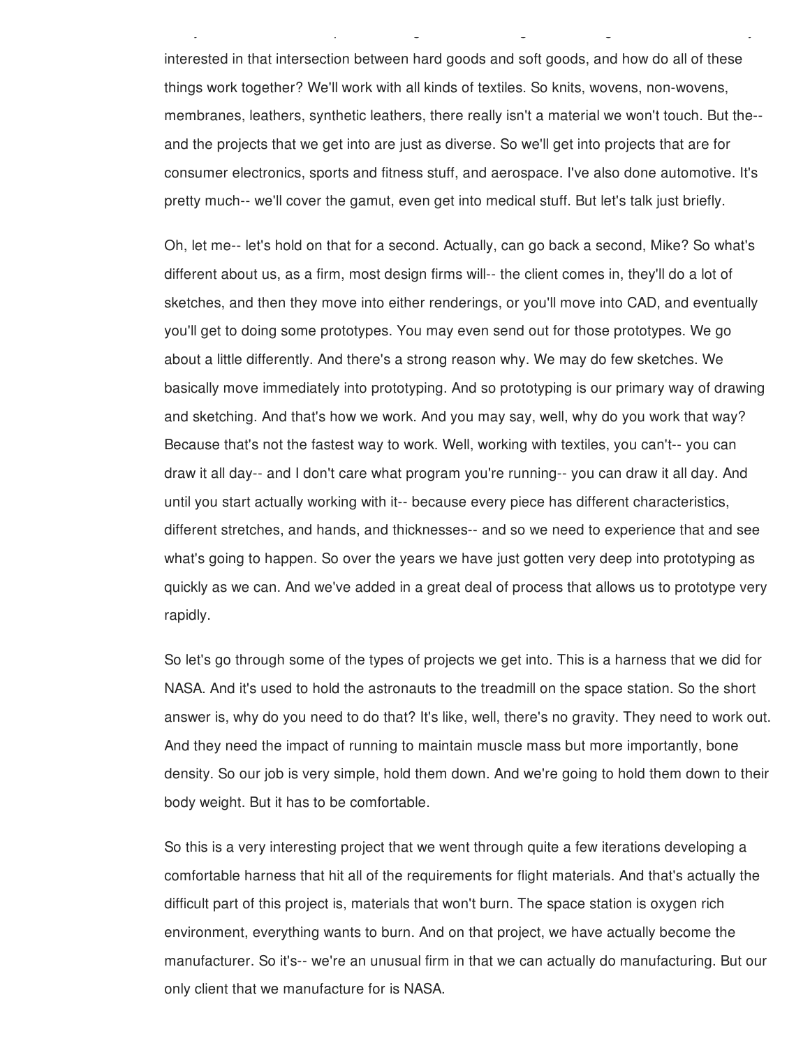interested in that intersection between hard goods and soft goods, and how do all of these things work together? We'll work with all kinds of textiles. So knits, wovens, non-wovens, membranes, leathers, synthetic leathers, there really isn't a material we won't touch. But the-- and the projects that we get into are just as diverse. So we'll get into projects that are for consumer electronics, sports and fitness stuff, and aerospace. I've also done automotive. It's pretty much-- we'll cover the gamut, even get into medical stuff. But let's talk just briefly.

Oh, let me-- let's hold on that for a second. Actually, can go back a second, Mike? So what's different about us, as a firm, most design firms will-- the client comes in, they'll do a lot of sketches, and then they move into either renderings, or you'll move into CAD, and eventually you'll get to doing some prototypes. You may even send out for those prototypes. We go about a little differently. And there's a strong reason why. We may do few sketches. We basically move immediately into prototyping. And so prototyping is our primary way of drawing and sketching. And that's how we work. And you may say, well, why do you work that way? Because that's not the fastest way to work. Well, working with textiles, you can't-- you can draw it all day-- and I don't care what program you're running-- you can draw it all day. And until you start actually working with it-- because every piece has different characteristics, different stretches, and hands, and thicknesses-- and so we need to experience that and see what's going to happen. So over the years we have just gotten very deep into prototyping as quickly as we can. And we've added in a great deal of process that allows us to prototype very rapidly.

So let's go through some of the types of projects we get into. This is a harness that we did for NASA. And it's used to hold the astronauts to the treadmill on the space station. So the short answer is, why do you need to do that? It's like, well, there's no gravity. They need to work out. And they need the impact of running to maintain muscle mass but more importantly, bone density. So our job is very simple, hold them down. And we're going to hold them down to their body weight. But it has to be comfortable.

So this is a very interesting project that we went through quite a few iterations developing a comfortable harness that hit all of the requirements for flight materials. And that's actually the difficult part of this project is, materials that won't burn. The space station is oxygen rich environment, everything wants to burn. And on that project, we have actually become the manufacturer. So it's-- we're an unusual firm in that we can actually do manufacturing. But our only client that we manufacture for is NASA.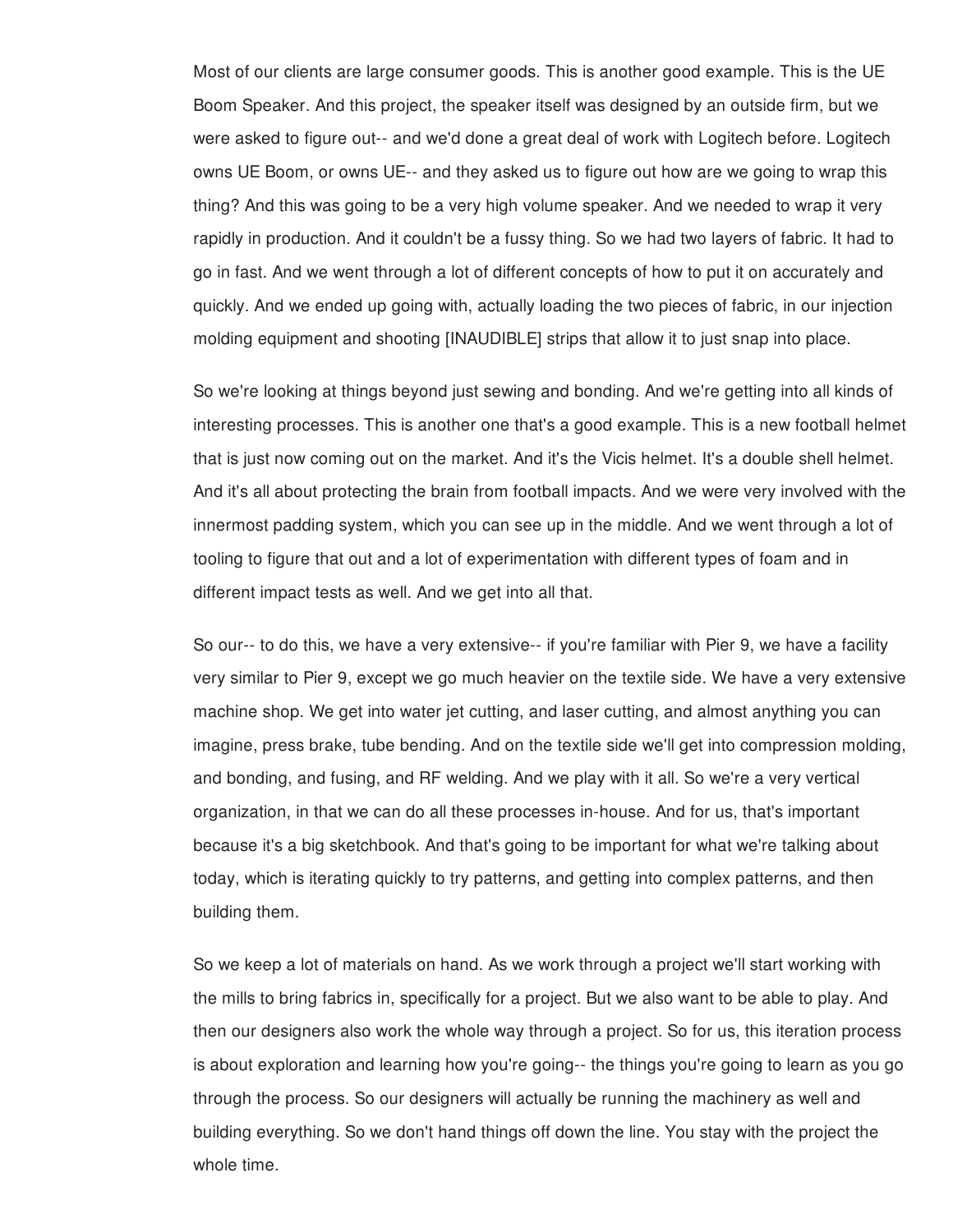Most of our clients are large consumer goods. This is another good example. This is the UE Boom Speaker. And this project, the speaker itself was designed by an outside firm, but we were asked to figure out-- and we'd done a great deal of work with Logitech before. Logitech owns UE Boom, or owns UE-- and they asked us to figure out how are we going to wrap this thing? And this was going to be a very high volume speaker. And we needed to wrap it very rapidly in production. And it couldn't be a fussy thing. So we had two layers of fabric. It had to go in fast. And we went through a lot of different concepts of how to put it on accurately and quickly. And we ended up going with, actually loading the two pieces of fabric, in our injection molding equipment and shooting [INAUDIBLE] strips that allow it to just snap into place.

So we're looking at things beyond just sewing and bonding. And we're getting into all kinds of interesting processes. This is another one that's a good example. This is a new football helmet that is just now coming out on the market. And it's the Vicis helmet. It's a double shell helmet. And it's all about protecting the brain from football impacts. And we were very involved with the innermost padding system, which you can see up in the middle. And we went through a lot of tooling to figure that out and a lot of experimentation with different types of foam and in different impact tests as well. And we get into all that.

So our-- to do this, we have a very extensive-- if you're familiar with Pier 9, we have a facility very similar to Pier 9, except we go much heavier on the textile side. We have a very extensive machine shop. We get into water jet cutting, and laser cutting, and almost anything you can imagine, press brake, tube bending. And on the textile side we'll get into compression molding, and bonding, and fusing, and RF welding. And we play with it all. So we're a very vertical organization, in that we can do all these processes in-house. And for us, that's important because it's a big sketchbook. And that's going to be important for what we're talking about today, which is iterating quickly to try patterns, and getting into complex patterns, and then building them.

So we keep a lot of materials on hand. As we work through a project we'll start working with the mills to bring fabrics in, specifically for a project. But we also want to be able to play. And then our designers also work the whole way through a project. So for us, this iteration process is about exploration and learning how you're going-- the things you're going to learn as you go through the process. So our designers will actually be running the machinery as well and building everything. So we don't hand things off down the line. You stay with the project the whole time.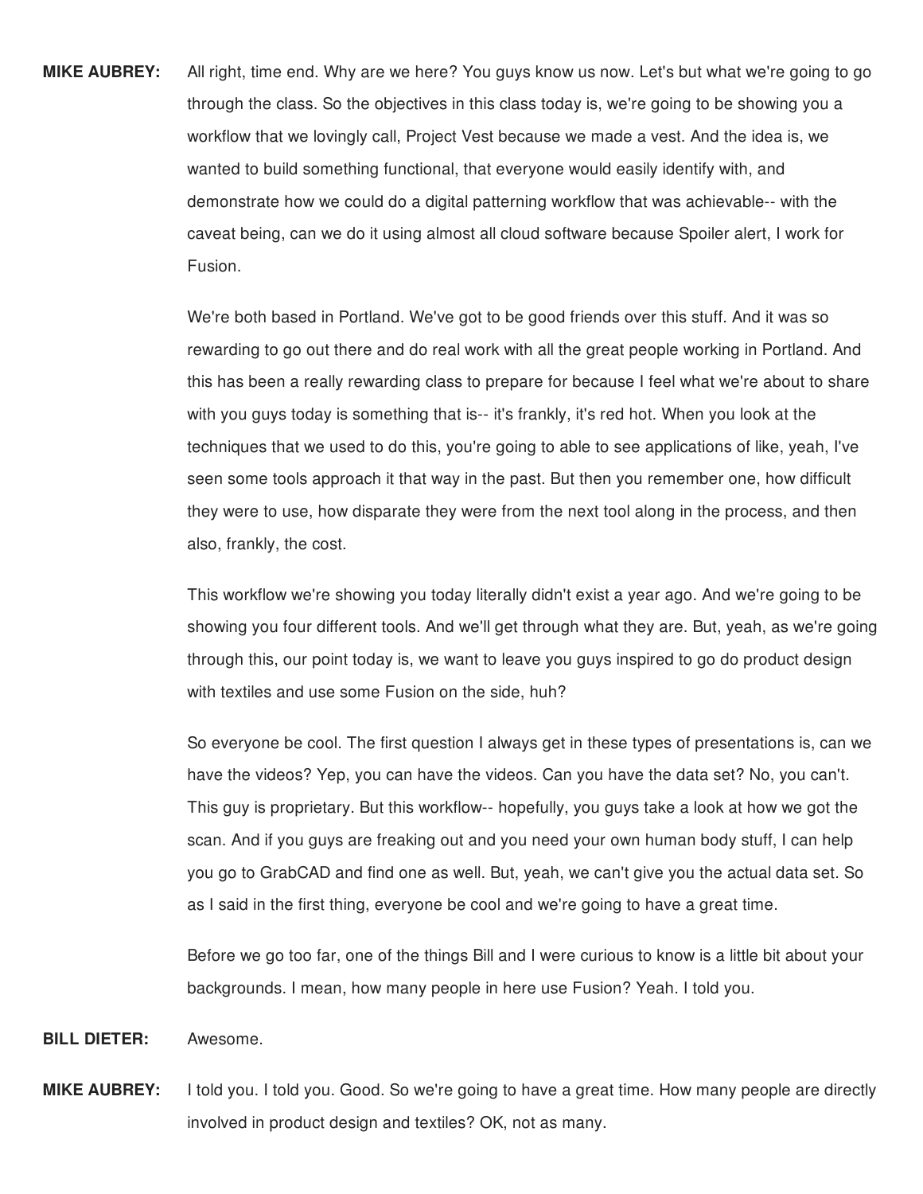**MIKE AUBREY:** All right, time end. Why are we here? You guys know us now. Let's but what we're going to go through the class. So the objectives in this class today is, we're going to be showing you a workflow that we lovingly call, Project Vest because we made a vest. And the idea is, we wanted to build something functional, that everyone would easily identify with, and demonstrate how we could do a digital patterning workflow that was achievable-- with the caveat being, can we do it using almost all cloud software because Spoiler alert, I work for Fusion.

We're both based in Portland. We've got to be good friends over this stuff. And it was so rewarding to go out there and do real work with all the great people working in Portland. And this has been a really rewarding class to prepare for because I feel what we're about to share with you guys today is something that is-- it's frankly, it's red hot. When you look at the techniques that we used to do this, you're going to able to see applications of like, yeah, I've seen some tools approach it that way in the past. But then you remember one, how difficult they were to use, how disparate they were from the next tool along in the process, and then also, frankly, the cost.

This workflow we're showing you today literally didn't exist a year ago. And we're going to be showing you four different tools. And we'll get through what they are. But, yeah, as we're going through this, our point today is, we want to leave you guys inspired to go do product design with textiles and use some Fusion on the side, huh?

So everyone be cool. The first question I always get in these types of presentations is, can we have the videos? Yep, you can have the videos. Can you have the data set? No, you can't. This guy is proprietary. But this workflow-- hopefully, you guys take a look at how we got the scan. And if you guys are freaking out and you need your own human body stuff, I can help you go to GrabCAD and find one as well. But, yeah, we can't give you the actual data set. So as I said in the first thing, everyone be cool and we're going to have a great time.

Before we go too far, one of the things Bill and I were curious to know is a little bit about your backgrounds. I mean, how many people in here use Fusion? Yeah. I told you.

**BILL DIETER:** Awesome.

**MIKE AUBREY:** I told you. I told you. Good. So we're going to have a great time. How many people are directly involved in product design and textiles? OK, not as many.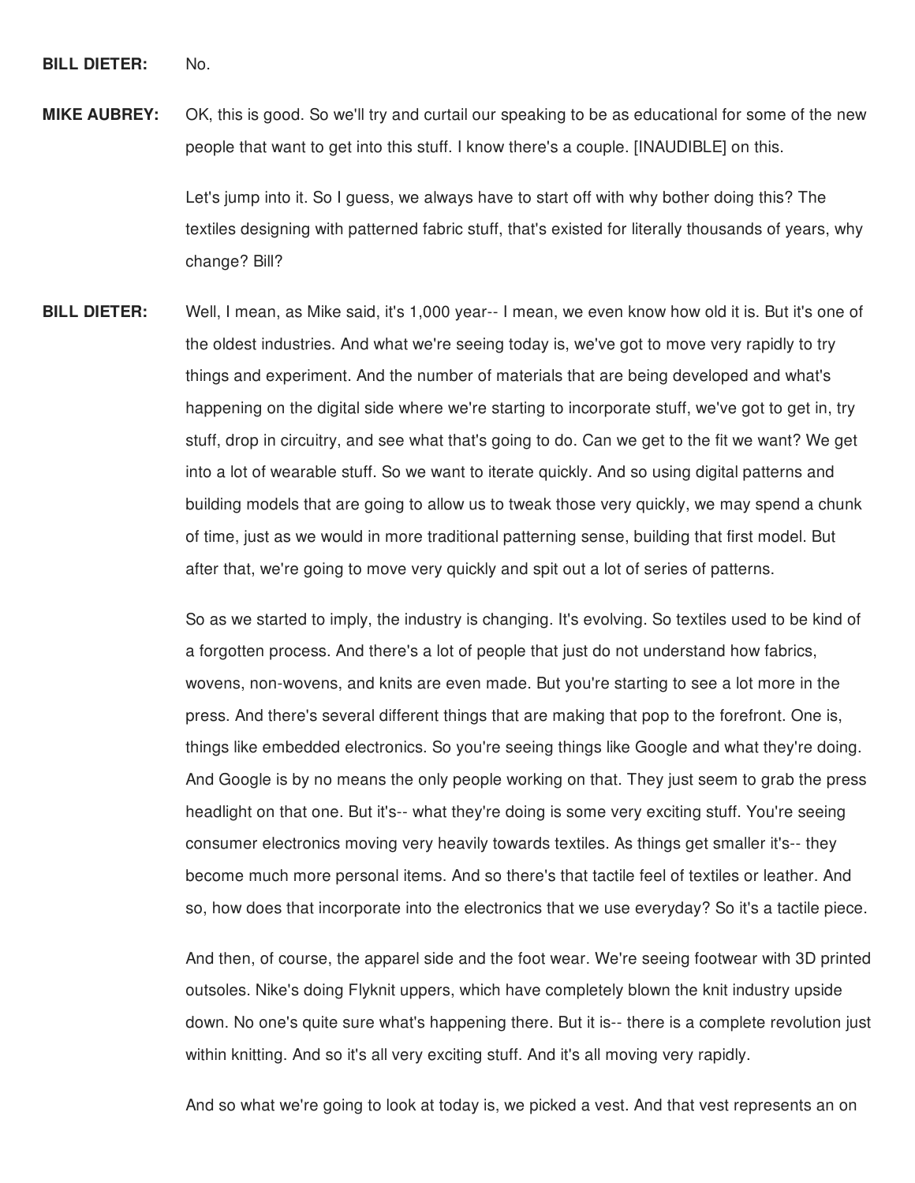**BILL DIETER:** No.

**MIKE AUBREY:** OK, this is good. So we'll try and curtail our speaking to be as educational for some of the new people that want to get into this stuff. I know there's a couple. [INAUDIBLE] on this.

Let's jump into it. So I guess, we always have to start off with why bother doing this? The textiles designing with patterned fabric stuff, that's existed for literally thousands of years, why change? Bill?

**BILL DIETER:** Well, I mean, as Mike said, it's 1,000 year-- I mean, we even know how old it is. But it's one of the oldest industries. And what we're seeing today is, we've got to move very rapidly to try things and experiment. And the number of materials that are being developed and what's happening on the digital side where we're starting to incorporate stuff, we've got to get in, try stuff, drop in circuitry, and see what that's going to do. Can we get to the fit we want? We get into a lot of wearable stuff. So we want to iterate quickly. And so using digital patterns and building models that are going to allow us to tweak those very quickly, we may spend a chunk of time, just as we would in more traditional patterning sense, building that first model. But after that, we're going to move very quickly and spit out a lot of series of patterns.

So as we started to imply, the industry is changing. It's evolving. So textiles used to be kind of a forgotten process. And there's a lot of people that just do not understand how fabrics, wovens, non-wovens, and knits are even made. But you're starting to see a lot more in the press. And there's several different things that are making that pop to the forefront. One is, things like embedded electronics. So you're seeing things like Google and what they're doing. And Google is by no means the only people working on that. They just seem to grab the press headlight on that one. But it's-- what they're doing is some very exciting stuff. You're seeing consumer electronics moving very heavily towards textiles. As things get smaller it's-- they become much more personal items. And so there's that tactile feel of textiles or leather. And so, how does that incorporate into the electronics that we use everyday? So it's a tactile piece.

And then, of course, the apparel side and the foot wear. We're seeing footwear with 3D printed outsoles. Nike's doing Flyknit uppers, which have completely blown the knit industry upside down. No one's quite sure what's happening there. But it is-- there is a complete revolution just within knitting. And so it's all very exciting stuff. And it's all moving very rapidly.

And so what we're going to look at today is, we picked a vest. And that vest represents an on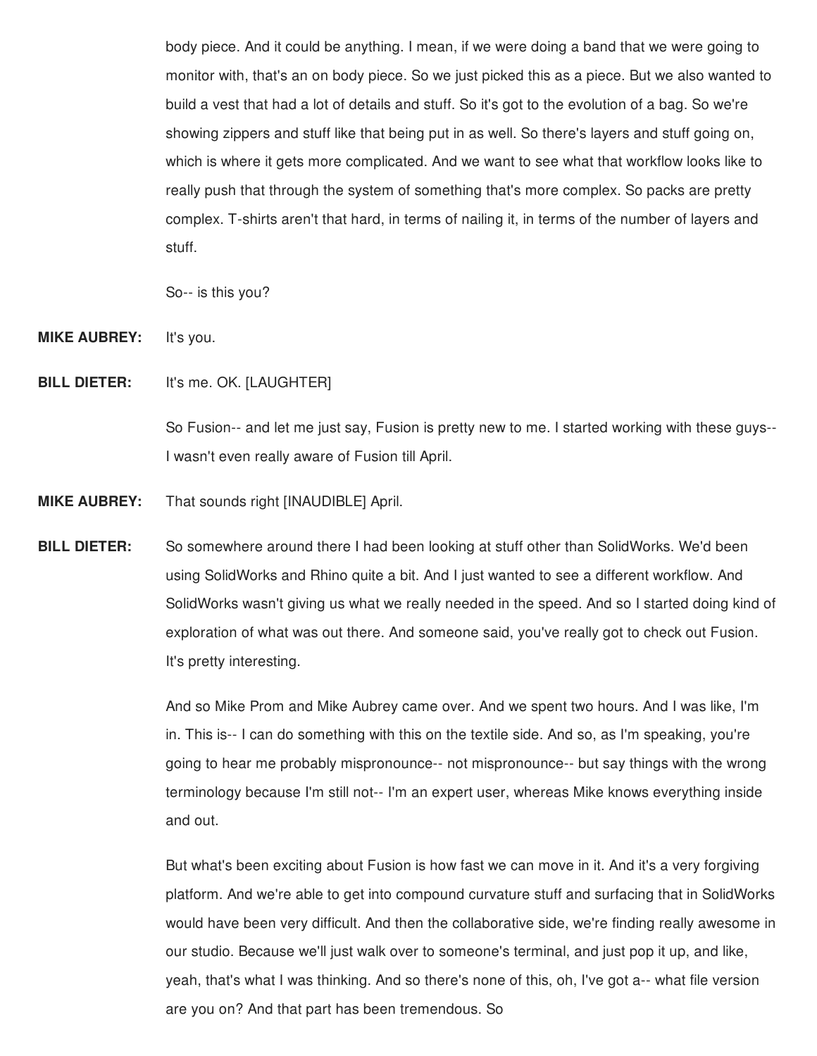body piece. And it could be anything. I mean, if we were doing a band that we were going to monitor with, that's an on body piece. So we just picked this as a piece. But we also wanted to build a vest that had a lot of details and stuff. So it's got to the evolution of a bag. So we're showing zippers and stuff like that being put in as well. So there's layers and stuff going on, which is where it gets more complicated. And we want to see what that workflow looks like to really push that through the system of something that's more complex. So packs are pretty complex. T-shirts aren't that hard, in terms of nailing it, in terms of the number of layers and stuff.

So-- is this you?

**MIKE AUBREY:** It's you.

**BILL DIETER:** It's me. OK. [LAUGHTER]

So Fusion-- and let me just say, Fusion is pretty new to me. I started working with these guys-- I wasn't even really aware of Fusion till April.

**MIKE AUBREY:** That sounds right [INAUDIBLE] April.

**BILL DIETER:** So somewhere around there I had been looking at stuff other than SolidWorks. We'd been using SolidWorks and Rhino quite a bit. And I just wanted to see a different workflow. And SolidWorks wasn't giving us what we really needed in the speed. And so I started doing kind of exploration of what was out there. And someone said, you've really got to check out Fusion. It's pretty interesting.

And so Mike Prom and Mike Aubrey came over. And we spent two hours. And I was like, I'm in. This is-- I can do something with this on the textile side. And so, as I'm speaking, you're going to hear me probably mispronounce-- not mispronounce-- but say things with the wrong terminology because I'm still not-- I'm an expert user, whereas Mike knows everything inside and out.

But what's been exciting about Fusion is how fast we can move in it. And it's a very forgiving platform. And we're able to get into compound curvature stuff and surfacing that in SolidWorks would have been very difficult. And then the collaborative side, we're finding really awesome in our studio. Because we'll just walk over to someone's terminal, and just pop it up, and like, yeah, that's what I was thinking. And so there's none of this, oh, I've got a-- what file version are you on? And that part has been tremendous. So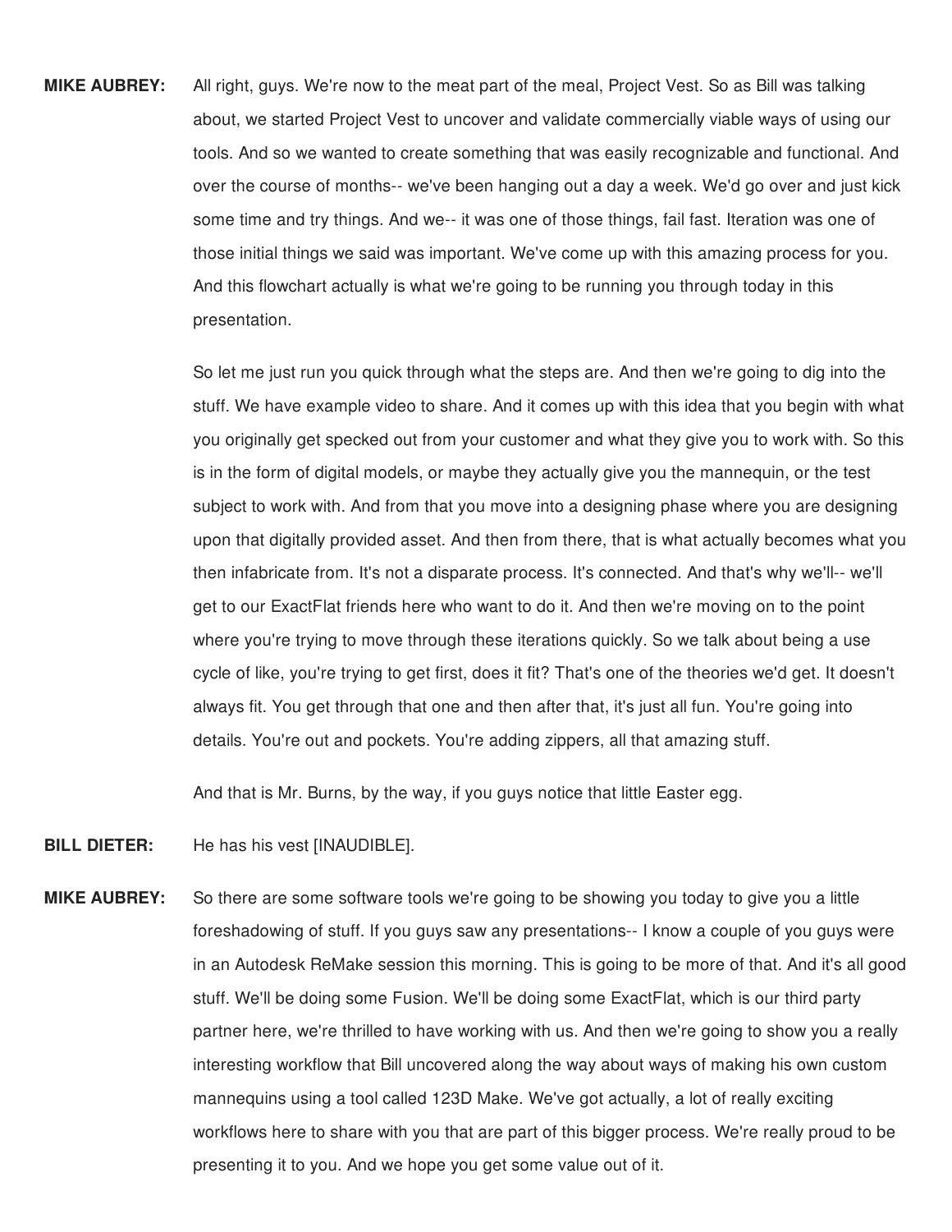**MIKE AUBREY:** All right, guys. We're now to the meat part of the meal, Project Vest. So as Bill was talking about, we started Project Vest to uncover and validate commercially viable ways of using our tools. And so we wanted to create something that was easily recognizable and functional. And over the course of months-- we've been hanging out a day a week. We'd go over and just kick some time and try things. And we-- it was one of those things, fail fast. Iteration was one of those initial things we said was important. We've come up with this amazing process for you. And this flowchart actually is what we're going to be running you through today in this presentation.

So let me just run you quick through what the steps are. And then we're going to dig into the stuff. We have example video to share. And it comes up with this idea that you begin with what you originally get specked out from your customer and what they give you to work with. So this is in the form of digital models, or maybe they actually give you the mannequin, or the test subject to work with. And from that you move into a designing phase where you are designing upon that digitally provided asset. And then from there, that is what actually becomes what you then infabricate from. It's not a disparate process. It's connected. And that's why we'll-- we'll get to our ExactFlat friends here who want to do it. And then we're moving on to the point where you're trying to move through these iterations quickly. So we talk about being a use cycle of like, you're trying to get first, does it fit? That's one of the theories we'd get. It doesn't always fit. You get through that one and then after that, it's just all fun. You're going into details. You're out and pockets. You're adding zippers, all that amazing stuff.

And that is Mr. Burns, by the way, if you guys notice that little Easter egg.

**BILL DIETER:** He has his vest [INAUDIBLE].

**MIKE AUBREY:** So there are some software tools we're going to be showing you today to give you a little foreshadowing of stuff. If you guys saw any presentations-- I know a couple of you guys were in an Autodesk ReMake session this morning. This is going to be more of that. And it's all good stuff. We'll be doing some Fusion. We'll be doing some ExactFlat, which is our third party partner here, we're thrilled to have working with us. And then we're going to show you a really interesting workflow that Bill uncovered along the way about ways of making his own custom mannequins using a tool called 123D Make. We've got actually, a lot of really exciting workflows here to share with you that are part of this bigger process. We're really proud to be presenting it to you. And we hope you get some value out of it.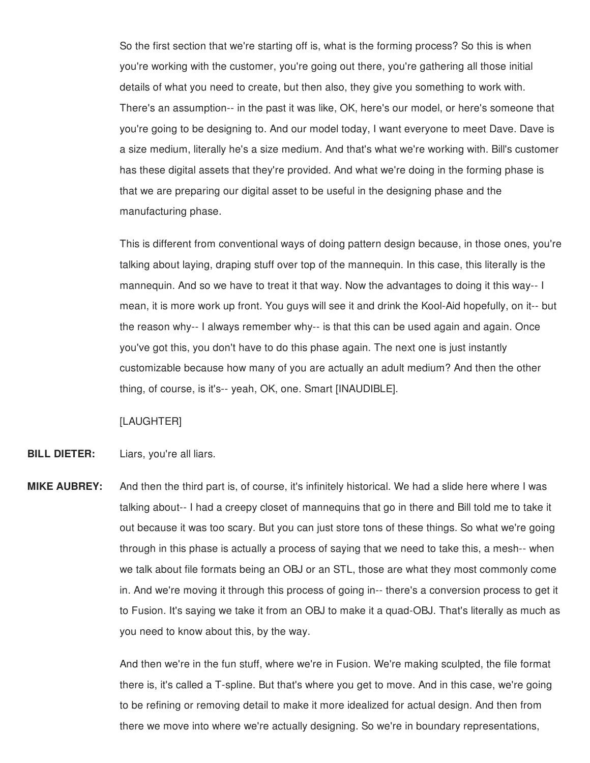So the first section that we're starting off is, what is the forming process? So this is when you're working with the customer, you're going out there, you're gathering all those initial details of what you need to create, but then also, they give you something to work with. There's an assumption-- in the past it was like, OK, here's our model, or here's someone that you're going to be designing to. And our model today, I want everyone to meet Dave. Dave is a size medium, literally he's a size medium. And that's what we're working with. Bill's customer has these digital assets that they're provided. And what we're doing in the forming phase is that we are preparing our digital asset to be useful in the designing phase and the manufacturing phase.

This is different from conventional ways of doing pattern design because, in those ones, you're talking about laying, draping stuff over top of the mannequin. In this case, this literally is the mannequin. And so we have to treat it that way. Now the advantages to doing it this way-- I mean, it is more work up front. You guys will see it and drink the Kool-Aid hopefully, on it-- but the reason why-- I always remember why-- is that this can be used again and again. Once you've got this, you don't have to do this phase again. The next one is just instantly customizable because how many of you are actually an adult medium? And then the other thing, of course, is it's-- yeah, OK, one. Smart [INAUDIBLE].

[LAUGHTER]

**BILL DIETER:** Liars, you're all liars.

**MIKE AUBREY:** And then the third part is, of course, it's infinitely historical. We had a slide here where I was talking about-- I had a creepy closet of mannequins that go in there and Bill told me to take it out because it was too scary. But you can just store tons of these things. So what we're going through in this phase is actually a process of saying that we need to take this, a mesh-- when we talk about file formats being an OBJ or an STL, those are what they most commonly come in. And we're moving it through this process of going in-- there's a conversion process to get it to Fusion. It's saying we take it from an OBJ to make it a quad-OBJ. That's literally as much as you need to know about this, by the way.

And then we're in the fun stuff, where we're in Fusion. We're making sculpted, the file format there is, it's called a T-spline. But that's where you get to move. And in this case, we're going to be refining or removing detail to make it more idealized for actual design. And then from there we move into where we're actually designing. So we're in boundary representations,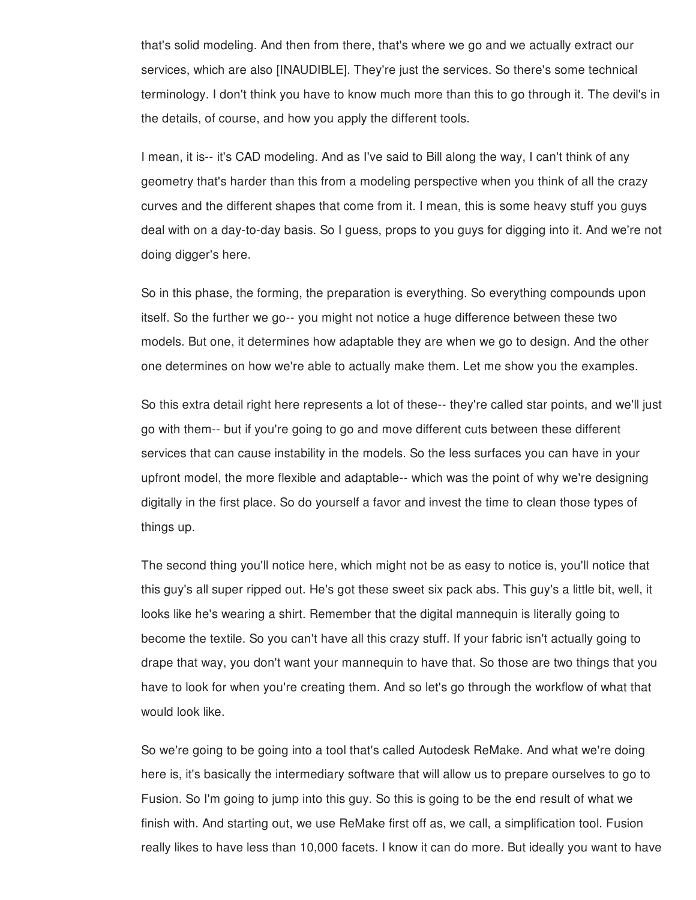that's solid modeling. And then from there, that's where we go and we actually extract our services, which are also [INAUDIBLE]. They're just the services. So there's some technical terminology. I don't think you have to know much more than this to go through it. The devil's in the details, of course, and how you apply the different tools.

I mean, it is-- it's CAD modeling. And as I've said to Bill along the way, I can't think of any geometry that's harder than this from a modeling perspective when you think of all the crazy curves and the different shapes that come from it. I mean, this is some heavy stuff you guys deal with on a day-to-day basis. So I guess, props to you guys for digging into it. And we're not doing digger's here.

So in this phase, the forming, the preparation is everything. So everything compounds upon itself. So the further we go-- you might not notice a huge difference between these two models. But one, it determines how adaptable they are when we go to design. And the other one determines on how we're able to actually make them. Let me show you the examples.

So this extra detail right here represents a lot of these-- they're called star points, and we'll just go with them-- but if you're going to go and move different cuts between these different services that can cause instability in the models. So the less surfaces you can have in your upfront model, the more flexible and adaptable-- which was the point of why we're designing digitally in the first place. So do yourself a favor and invest the time to clean those types of things up.

The second thing you'll notice here, which might not be as easy to notice is, you'll notice that this guy's all super ripped out. He's got these sweet six pack abs. This guy's a little bit, well, it looks like he's wearing a shirt. Remember that the digital mannequin is literally going to become the textile. So you can't have all this crazy stuff. If your fabric isn't actually going to drape that way, you don't want your mannequin to have that. So those are two things that you have to look for when you're creating them. And so let's go through the workflow of what that would look like.

So we're going to be going into a tool that's called Autodesk ReMake. And what we're doing here is, it's basically the intermediary software that will allow us to prepare ourselves to go to Fusion. So I'm going to jump into this guy. So this is going to be the end result of what we finish with. And starting out, we use ReMake first off as, we call, a simplification tool. Fusion really likes to have less than 10,000 facets. I know it can do more. But ideally you want to have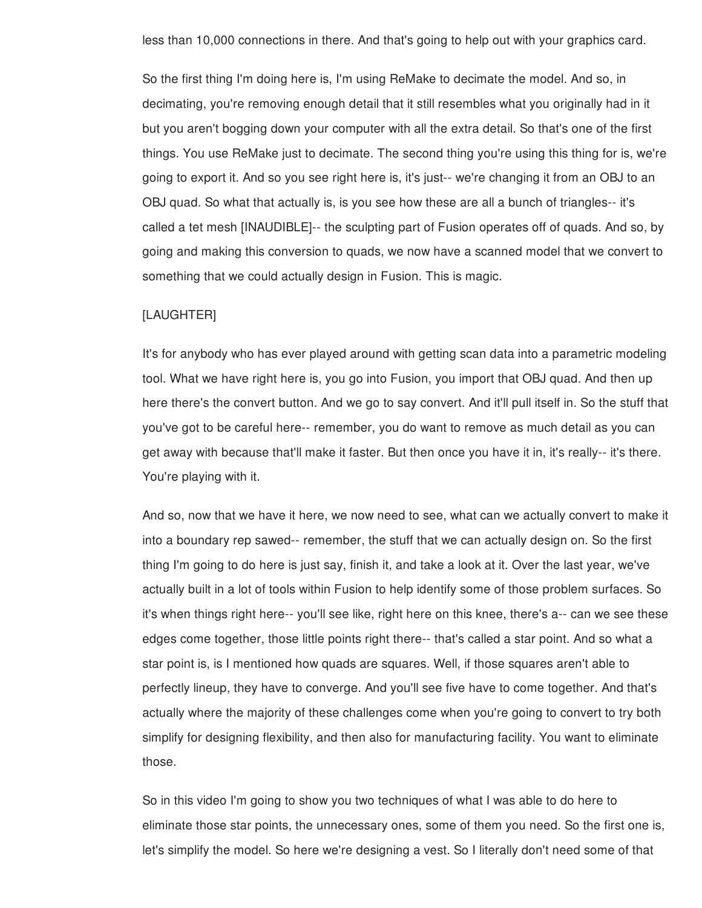less than 10,000 connections in there. And that's going to help out with your graphics card.

So the first thing I'm doing here is, I'm using ReMake to decimate the model. And so, in decimating, you're removing enough detail that it still resembles what you originally had in it but you aren't bogging down your computer with all the extra detail. So that's one of the first things. You use ReMake just to decimate. The second thing you're using this thing for is, we're going to export it. And so you see right here is, it's just-- we're changing it from an OBJ to an OBJ quad. So what that actually is, is you see how these are all a bunch of triangles-- it's called a tet mesh [INAUDIBLE]-- the sculpting part of Fusion operates off of quads. And so, by going and making this conversion to quads, we now have a scanned model that we convert to something that we could actually design in Fusion. This is magic.

[LAUGHTER]

It's for anybody who has ever played around with getting scan data into a parametric modeling tool. What we have right here is, you go into Fusion, you import that OBJ quad. And then up here there's the convert button. And we go to say convert. And it'll pull itself in. So the stuff that you've got to be careful here-- remember, you do want to remove as much detail as you can get away with because that'll make it faster. But then once you have it in, it's really-- it's there. You're playing with it.

And so, now that we have it here, we now need to see, what can we actually convert to make it into a boundary rep sawed-- remember, the stuff that we can actually design on. So the first thing I'm going to do here is just say, finish it, and take a look at it. Over the last year, we've actually built in a lot of tools within Fusion to help identify some of those problem surfaces. So it's when things right here-- you'll see like, right here on this knee, there's a-- can we see these edges come together, those little points right there-- that's called a star point. And so what a star point is, is I mentioned how quads are squares. Well, if those squares aren't able to perfectly lineup, they have to converge. And you'll see five have to come together. And that's actually where the majority of these challenges come when you're going to convert to try both simplify for designing flexibility, and then also for manufacturing facility. You want to eliminate those.

So in this video I'm going to show you two techniques of what I was able to do here to eliminate those star points, the unnecessary ones, some of them you need. So the first one is, let's simplify the model. So here we're designing a vest. So I literally don't need some of that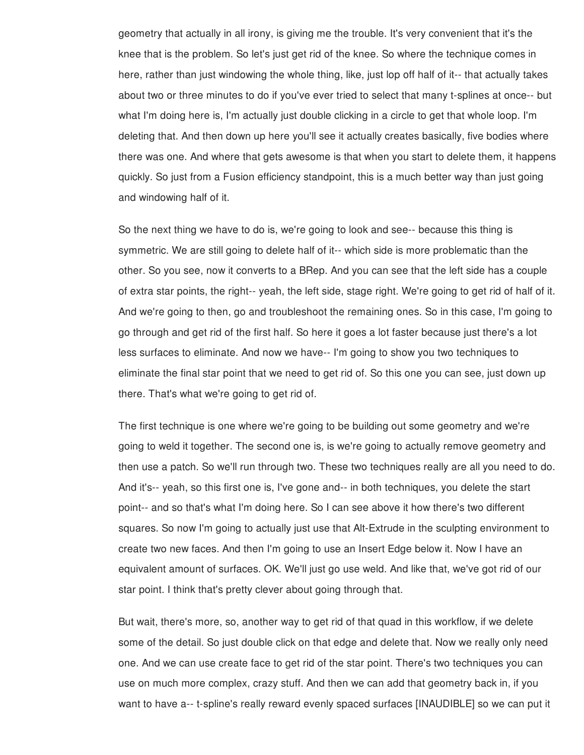geometry that actually in all irony, is giving me the trouble. It's very convenient that it's the knee that is the problem. So let's just get rid of the knee. So where the technique comes in here, rather than just windowing the whole thing, like, just lop off half of it-- that actually takes about two or three minutes to do if you've ever tried to select that many t-splines at once-- but what I'm doing here is, I'm actually just double clicking in a circle to get that whole loop. I'm deleting that. And then down up here you'll see it actually creates basically, five bodies where there was one. And where that gets awesome is that when you start to delete them, it happens quickly. So just from a Fusion efficiency standpoint, this is a much better way than just going and windowing half of it.

So the next thing we have to do is, we're going to look and see-- because this thing is symmetric. We are still going to delete half of it-- which side is more problematic than the other. So you see, now it converts to a BRep. And you can see that the left side has a couple of extra star points, the right-- yeah, the left side, stage right. We're going to get rid of half of it. And we're going to then, go and troubleshoot the remaining ones. So in this case, I'm going to go through and get rid of the first half. So here it goes a lot faster because just there's a lot less surfaces to eliminate. And now we have-- I'm going to show you two techniques to eliminate the final star point that we need to get rid of. So this one you can see, just down up there. That's what we're going to get rid of.

The first technique is one where we're going to be building out some geometry and we're going to weld it together. The second one is, is we're going to actually remove geometry and then use a patch. So we'll run through two. These two techniques really are all you need to do. And it's-- yeah, so this first one is, I've gone and-- in both techniques, you delete the start point-- and so that's what I'm doing here. So I can see above it how there's two different squares. So now I'm going to actually just use that Alt-Extrude in the sculpting environment to create two new faces. And then I'm going to use an Insert Edge below it. Now I have an equivalent amount of surfaces. OK. We'll just go use weld. And like that, we've got rid of our star point. I think that's pretty clever about going through that.

But wait, there's more, so, another way to get rid of that quad in this workflow, if we delete some of the detail. So just double click on that edge and delete that. Now we really only need one. And we can use create face to get rid of the star point. There's two techniques you can use on much more complex, crazy stuff. And then we can add that geometry back in, if you want to have a-- t-spline's really reward evenly spaced surfaces [INAUDIBLE] so we can put it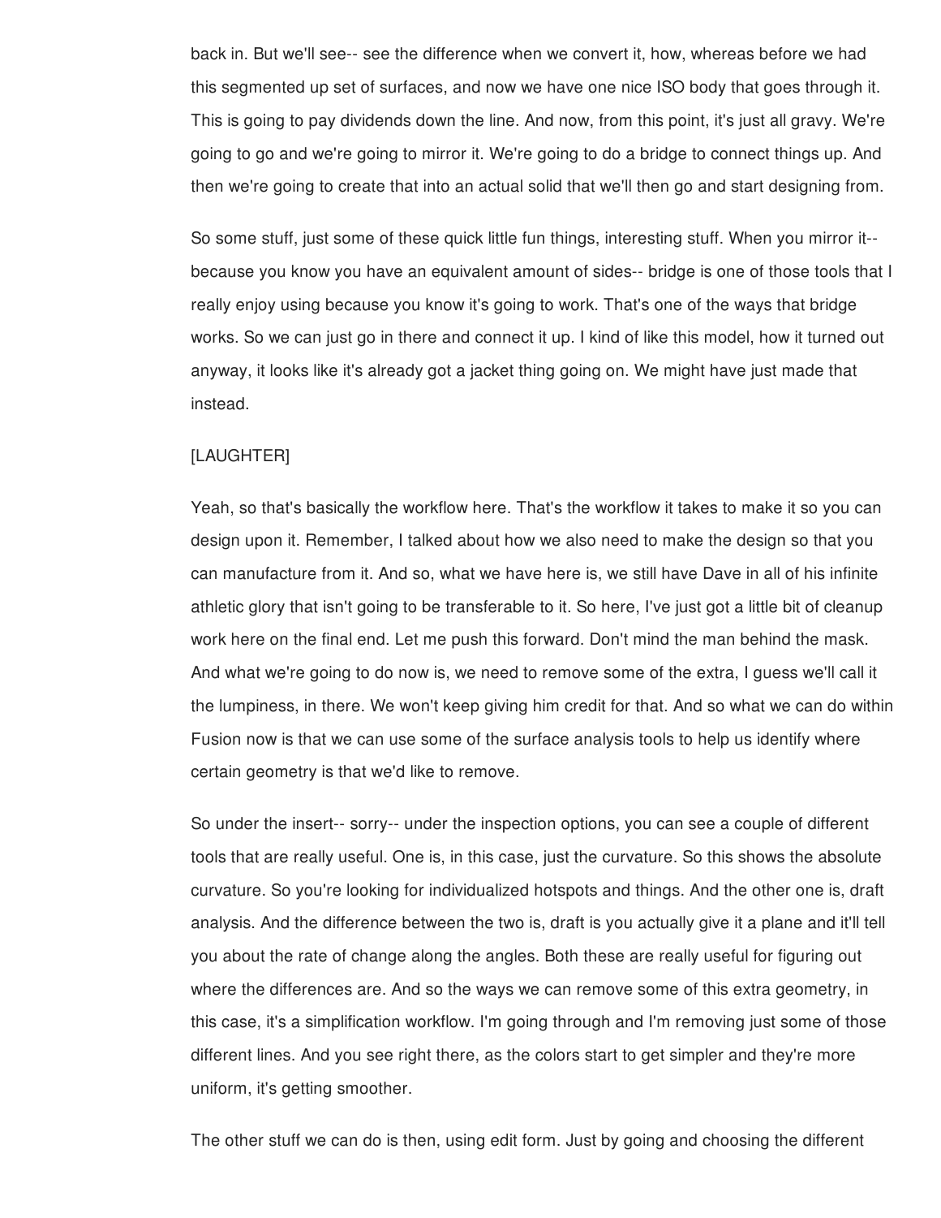back in. But we'll see-- see the difference when we convert it, how, whereas before we had this segmented up set of surfaces, and now we have one nice ISO body that goes through it. This is going to pay dividends down the line. And now, from this point, it's just all gravy. We're going to go and we're going to mirror it. We're going to do a bridge to connect things up. And then we're going to create that into an actual solid that we'll then go and start designing from.

So some stuff, just some of these quick little fun things, interesting stuff. When you mirror it-- because you know you have an equivalent amount of sides-- bridge is one of those tools that I really enjoy using because you know it's going to work. That's one of the ways that bridge works. So we can just go in there and connect it up. I kind of like this model, how it turned out anyway, it looks like it's already got a jacket thing going on. We might have just made that instead.

[LAUGHTER]

Yeah, so that's basically the workflow here. That's the workflow it takes to make it so you can design upon it. Remember, I talked about how we also need to make the design so that you can manufacture from it. And so, what we have here is, we still have Dave in all of his infinite athletic glory that isn't going to be transferable to it. So here, I've just got a little bit of cleanup work here on the final end. Let me push this forward. Don't mind the man behind the mask. And what we're going to do now is, we need to remove some of the extra, I guess we'll call it the lumpiness, in there. We won't keep giving him credit for that. And so what we can do within Fusion now is that we can use some of the surface analysis tools to help us identify where certain geometry is that we'd like to remove.

So under the insert-- sorry-- under the inspection options, you can see a couple of different tools that are really useful. One is, in this case, just the curvature. So this shows the absolute curvature. So you're looking for individualized hotspots and things. And the other one is, draft analysis. And the difference between the two is, draft is you actually give it a plane and it'll tell you about the rate of change along the angles. Both these are really useful for figuring out where the differences are. And so the ways we can remove some of this extra geometry, in this case, it's a simplification workflow. I'm going through and I'm removing just some of those different lines. And you see right there, as the colors start to get simpler and they're more uniform, it's getting smoother.

The other stuff we can do is then, using edit form. Just by going and choosing the different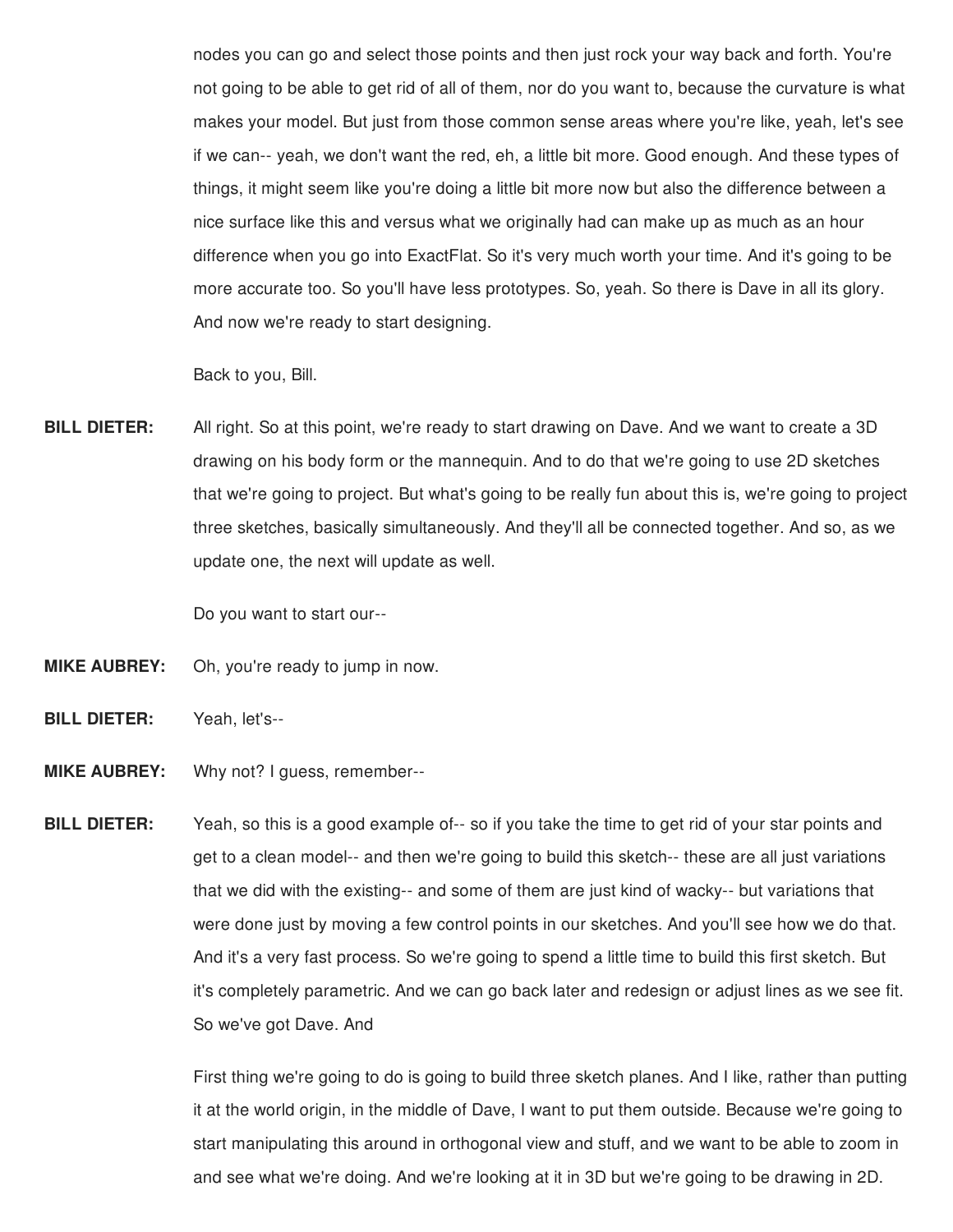nodes you can go and select those points and then just rock your way back and forth. You're not going to be able to get rid of all of them, nor do you want to, because the curvature is what makes your model. But just from those common sense areas where you're like, yeah, let's see if we can-- yeah, we don't want the red, eh, a little bit more. Good enough. And these types of things, it might seem like you're doing a little bit more now but also the difference between a nice surface like this and versus what we originally had can make up as much as an hour difference when you go into ExactFlat. So it's very much worth your time. And it's going to be more accurate too. So you'll have less prototypes. So, yeah. So there is Dave in all its glory. And now we're ready to start designing.

Back to you, Bill.

**BILL DIETER:** All right. So at this point, we're ready to start drawing on Dave. And we want to create a 3D drawing on his body form or the mannequin. And to do that we're going to use 2D sketches that we're going to project. But what's going to be really fun about this is, we're going to project three sketches, basically simultaneously. And they'll all be connected together. And so, as we update one, the next will update as well.

Do you want to start our--

**MIKE AUBREY:** Oh, you're ready to jump in now.

**BILL DIETER:** Yeah, let's--

**MIKE AUBREY:** Why not? I guess, remember--

**BILL DIETER:** Yeah, so this is a good example of-- so if you take the time to get rid of your star points and get to a clean model-- and then we're going to build this sketch-- these are all just variations that we did with the existing-- and some of them are just kind of wacky-- but variations that were done just by moving a few control points in our sketches. And you'll see how we do that. And it's a very fast process. So we're going to spend a little time to build this first sketch. But it's completely parametric. And we can go back later and redesign or adjust lines as we see fit. So we've got Dave. And

First thing we're going to do is going to build three sketch planes. And I like, rather than putting it at the world origin, in the middle of Dave, I want to put them outside. Because we're going to start manipulating this around in orthogonal view and stuff, and we want to be able to zoom in and see what we're doing. And we're looking at it in 3D but we're going to be drawing in 2D.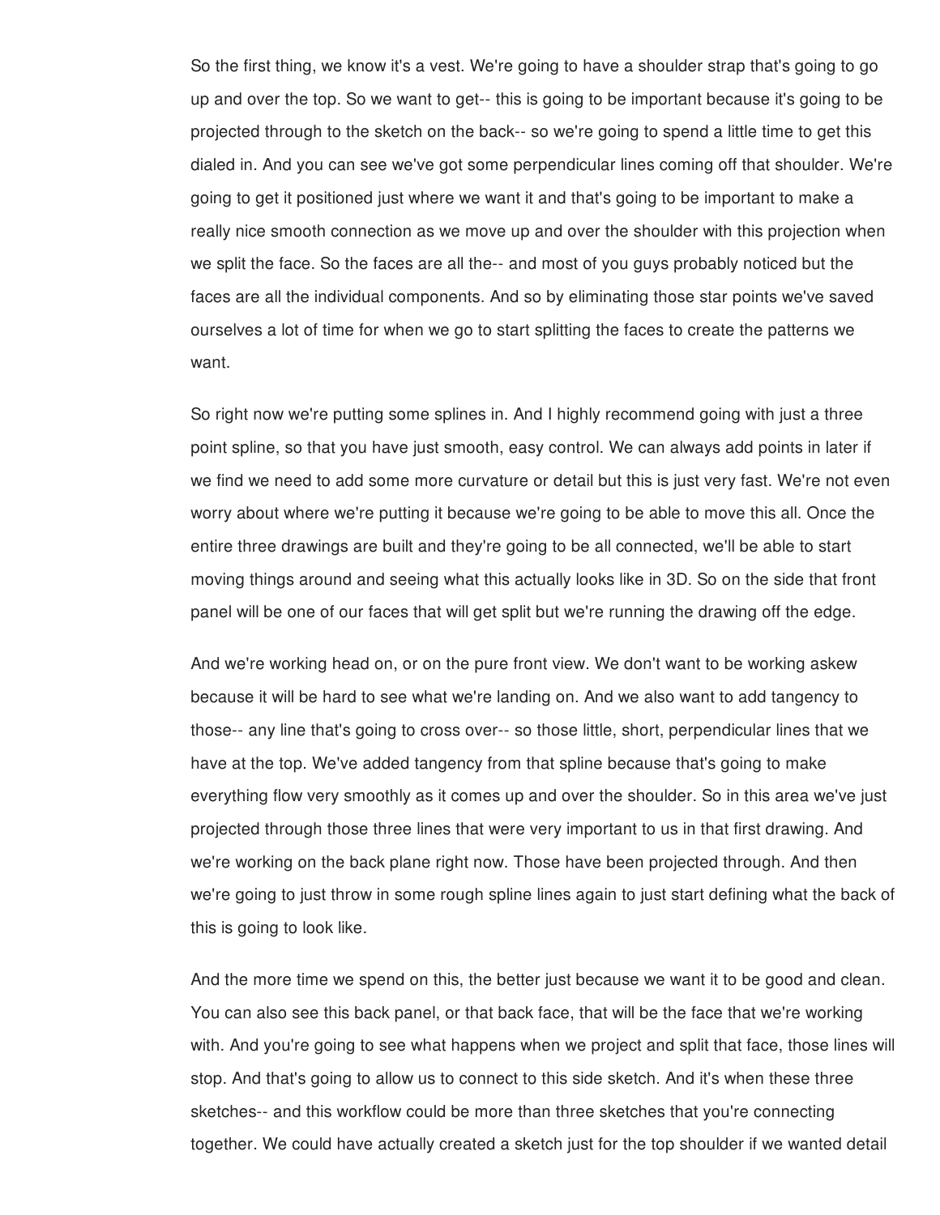So the first thing, we know it's a vest. We're going to have a shoulder strap that's going to go up and over the top. So we want to get-- this is going to be important because it's going to be projected through to the sketch on the back-- so we're going to spend a little time to get this dialed in. And you can see we've got some perpendicular lines coming off that shoulder. We're going to get it positioned just where we want it and that's going to be important to make a really nice smooth connection as we move up and over the shoulder with this projection when we split the face. So the faces are all the-- and most of you guys probably noticed but the faces are all the individual components. And so by eliminating those star points we've saved ourselves a lot of time for when we go to start splitting the faces to create the patterns we want.

So right now we're putting some splines in. And I highly recommend going with just a three point spline, so that you have just smooth, easy control. We can always add points in later if we find we need to add some more curvature or detail but this is just very fast. We're not even worry about where we're putting it because we're going to be able to move this all. Once the entire three drawings are built and they're going to be all connected, we'll be able to start moving things around and seeing what this actually looks like in 3D. So on the side that front panel will be one of our faces that will get split but we're running the drawing off the edge.

And we're working head on, or on the pure front view. We don't want to be working askew because it will be hard to see what we're landing on. And we also want to add tangency to those-- any line that's going to cross over-- so those little, short, perpendicular lines that we have at the top. We've added tangency from that spline because that's going to make everything flow very smoothly as it comes up and over the shoulder. So in this area we've just projected through those three lines that were very important to us in that first drawing. And we're working on the back plane right now. Those have been projected through. And then we're going to just throw in some rough spline lines again to just start defining what the back of this is going to look like.

And the more time we spend on this, the better just because we want it to be good and clean. You can also see this back panel, or that back face, that will be the face that we're working with. And you're going to see what happens when we project and split that face, those lines will stop. And that's going to allow us to connect to this side sketch. And it's when these three sketches-- and this workflow could be more than three sketches that you're connecting together. We could have actually created a sketch just for the top shoulder if we wanted detail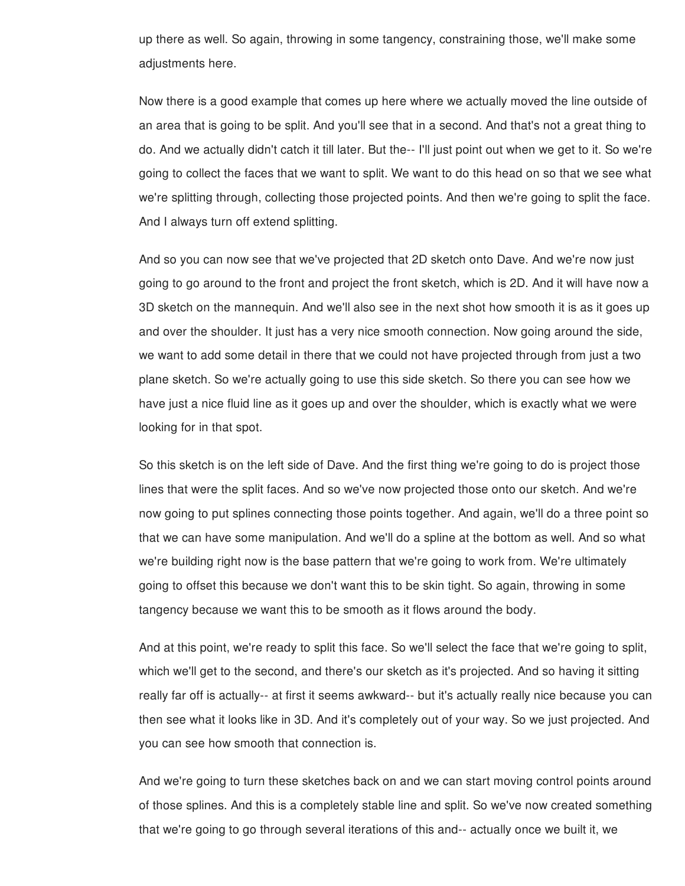up there as well. So again, throwing in some tangency, constraining those, we'll make some adjustments here.

Now there is a good example that comes up here where we actually moved the line outside of an area that is going to be split. And you'll see that in a second. And that's not a great thing to do. And we actually didn't catch it till later. But the-- I'll just point out when we get to it. So we're going to collect the faces that we want to split. We want to do this head on so that we see what we're splitting through, collecting those projected points. And then we're going to split the face. And I always turn off extend splitting.

And so you can now see that we've projected that 2D sketch onto Dave. And we're now just going to go around to the front and project the front sketch, which is 2D. And it will have now a 3D sketch on the mannequin. And we'll also see in the next shot how smooth it is as it goes up and over the shoulder. It just has a very nice smooth connection. Now going around the side, we want to add some detail in there that we could not have projected through from just a two plane sketch. So we're actually going to use this side sketch. So there you can see how we have just a nice fluid line as it goes up and over the shoulder, which is exactly what we were looking for in that spot.

So this sketch is on the left side of Dave. And the first thing we're going to do is project those lines that were the split faces. And so we've now projected those onto our sketch. And we're now going to put splines connecting those points together. And again, we'll do a three point so that we can have some manipulation. And we'll do a spline at the bottom as well. And so what we're building right now is the base pattern that we're going to work from. We're ultimately going to offset this because we don't want this to be skin tight. So again, throwing in some tangency because we want this to be smooth as it flows around the body.

And at this point, we're ready to split this face. So we'll select the face that we're going to split, which we'll get to the second, and there's our sketch as it's projected. And so having it sitting really far off is actually-- at first it seems awkward-- but it's actually really nice because you can then see what it looks like in 3D. And it's completely out of your way. So we just projected. And you can see how smooth that connection is.

And we're going to turn these sketches back on and we can start moving control points around of those splines. And this is a completely stable line and split. So we've now created something that we're going to go through several iterations of this and-- actually once we built it, we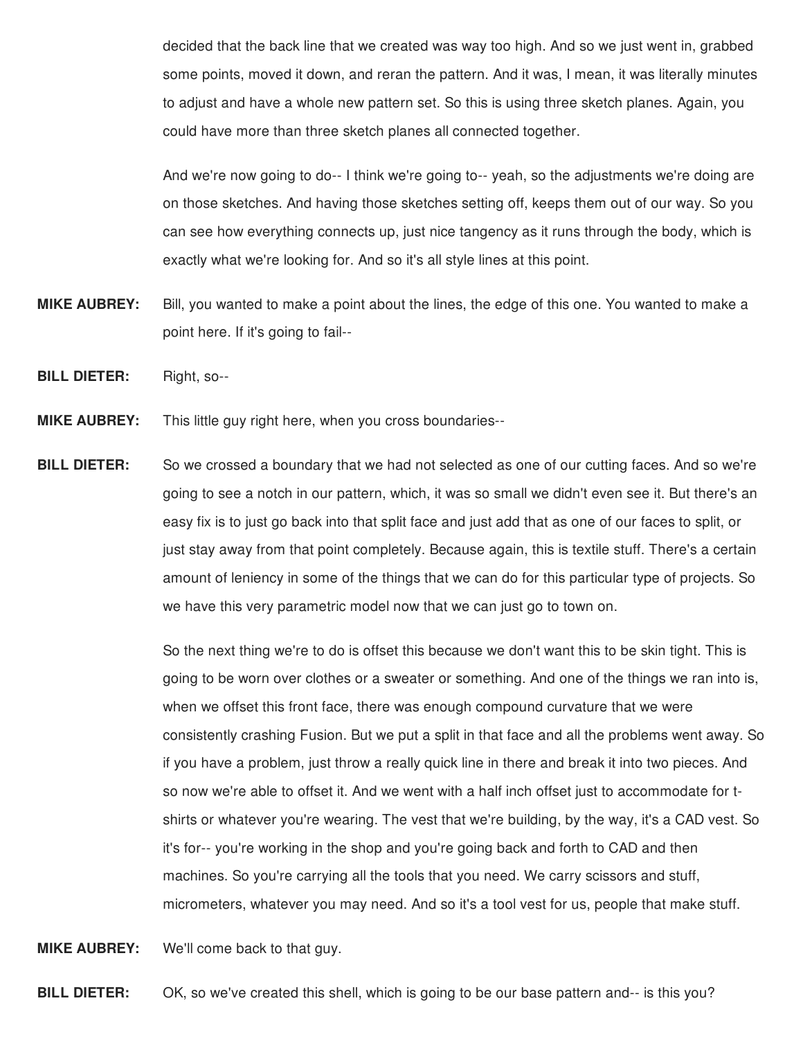decided that the back line that we created was way too high. And so we just went in, grabbed some points, moved it down, and reran the pattern. And it was, I mean, it was literally minutes to adjust and have a whole new pattern set. So this is using three sketch planes. Again, you could have more than three sketch planes all connected together.

And we're now going to do-- I think we're going to-- yeah, so the adjustments we're doing are on those sketches. And having those sketches setting off, keeps them out of our way. So you can see how everything connects up, just nice tangency as it runs through the body, which is exactly what we're looking for. And so it's all style lines at this point.

**MIKE AUBREY:** Bill, you wanted to make a point about the lines, the edge of this one. You wanted to make a point here. If it's going to fail--

**BILL DIETER:** Right, so--

**MIKE AUBREY:** This little guy right here, when you cross boundaries--

**BILL DIETER:** So we crossed a boundary that we had not selected as one of our cutting faces. And so we're going to see a notch in our pattern, which, it was so small we didn't even see it. But there's an easy fix is to just go back into that split face and just add that as one of our faces to split, or just stay away from that point completely. Because again, this is textile stuff. There's a certain amount of leniency in some of the things that we can do for this particular type of projects. So we have this very parametric model now that we can just go to town on.

So the next thing we're to do is offset this because we don't want this to be skin tight. This is going to be worn over clothes or a sweater or something. And one of the things we ran into is, when we offset this front face, there was enough compound curvature that we were consistently crashing Fusion. But we put a split in that face and all the problems went away. So if you have a problem, just throw a really quick line in there and break it into two pieces. And so now we're able to offset it. And we went with a half inch offset just to accommodate for t-shirts or whatever you're wearing. The vest that we're building, by the way, it's a CAD vest. So it's for-- you're working in the shop and you're going back and forth to CAD and then machines. So you're carrying all the tools that you need. We carry scissors and stuff, micrometers, whatever you may need. And so it's a tool vest for us, people that make stuff.

**MIKE AUBREY:** We'll come back to that guy.

**BILL DIETER:** OK, so we've created this shell, which is going to be our base pattern and-- is this you?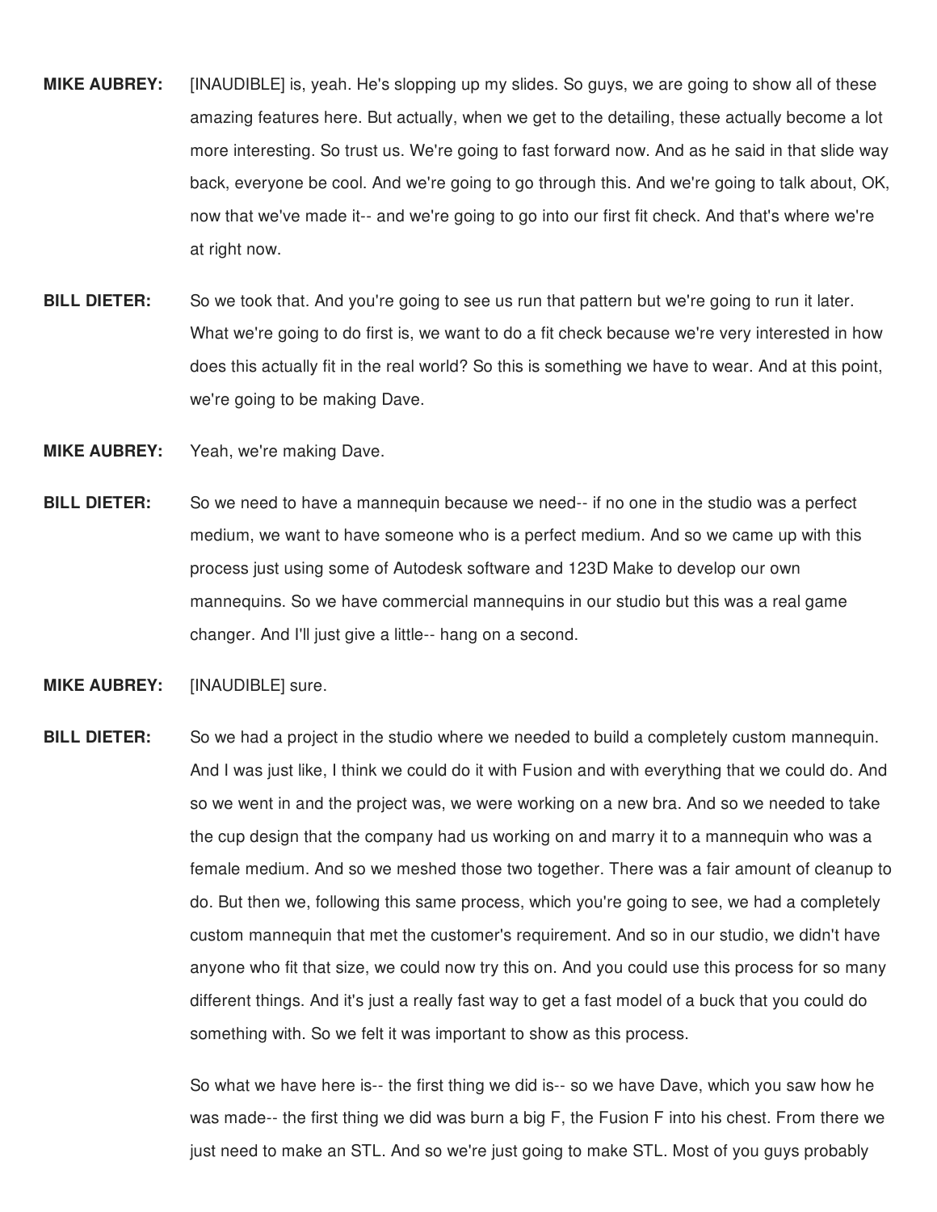**MIKE AUBREY:** [INAUDIBLE] is, yeah. He's slopping up my slides. So guys, we are going to show all of these amazing features here. But actually, when we get to the detailing, these actually become a lot more interesting. So trust us. We're going to fast forward now. And as he said in that slide way back, everyone be cool. And we're going to go through this. And we're going to talk about, OK, now that we've made it-- and we're going to go into our first fit check. And that's where we're at right now.

**BILL DIETER:** So we took that. And you're going to see us run that pattern but we're going to run it later. What we're going to do first is, we want to do a fit check because we're very interested in how does this actually fit in the real world? So this is something we have to wear. And at this point, we're going to be making Dave.

**MIKE AUBREY:** Yeah, we're making Dave.

**BILL DIETER:** So we need to have a mannequin because we need-- if no one in the studio was a perfect medium, we want to have someone who is a perfect medium. And so we came up with this process just using some of Autodesk software and 123D Make to develop our own mannequins. So we have commercial mannequins in our studio but this was a real game changer. And I'll just give a little-- hang on a second.

**MIKE AUBREY:** [INAUDIBLE] sure.

**BILL DIETER:** So we had a project in the studio where we needed to build a completely custom mannequin. And I was just like, I think we could do it with Fusion and with everything that we could do. And so we went in and the project was, we were working on a new bra. And so we needed to take the cup design that the company had us working on and marry it to a mannequin who was a female medium. And so we meshed those two together. There was a fair amount of cleanup to do. But then we, following this same process, which you're going to see, we had a completely custom mannequin that met the customer's requirement. And so in our studio, we didn't have anyone who fit that size, we could now try this on. And you could use this process for so many different things. And it's just a really fast way to get a fast model of a buck that you could do something with. So we felt it was important to show as this process.

So what we have here is-- the first thing we did is-- so we have Dave, which you saw how he was made-- the first thing we did was burn a big F, the Fusion F into his chest. From there we just need to make an STL. And so we're just going to make STL. Most of you guys probably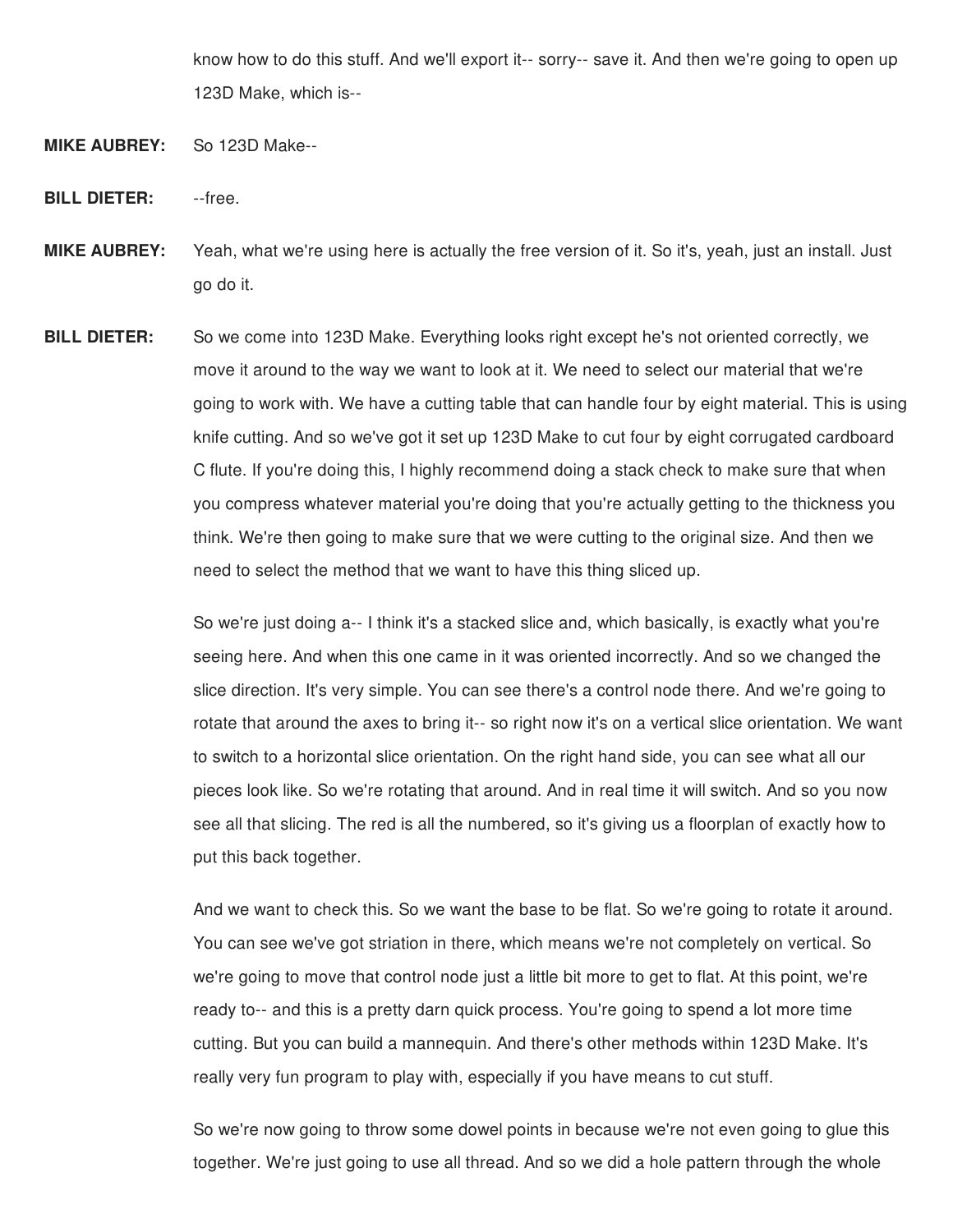know how to do this stuff. And we'll export it-- sorry-- save it. And then we're going to open up 123D Make, which is--

**MIKE AUBREY:** So 123D Make--

**BILL DIETER:** --free.

**MIKE AUBREY:** Yeah, what we're using here is actually the free version of it. So it's, yeah, just an install. Just go do it.

**BILL DIETER:** So we come into 123D Make. Everything looks right except he's not oriented correctly, we move it around to the way we want to look at it. We need to select our material that we're going to work with. We have a cutting table that can handle four by eight material. This is using knife cutting. And so we've got it set up 123D Make to cut four by eight corrugated cardboard C flute. If you're doing this, I highly recommend doing a stack check to make sure that when you compress whatever material you're doing that you're actually getting to the thickness you think. We're then going to make sure that we were cutting to the original size. And then we need to select the method that we want to have this thing sliced up.

So we're just doing a-- I think it's a stacked slice and, which basically, is exactly what you're seeing here. And when this one came in it was oriented incorrectly. And so we changed the slice direction. It's very simple. You can see there's a control node there. And we're going to rotate that around the axes to bring it-- so right now it's on a vertical slice orientation. We want to switch to a horizontal slice orientation. On the right hand side, you can see what all our pieces look like. So we're rotating that around. And in real time it will switch. And so you now see all that slicing. The red is all the numbered, so it's giving us a floorplan of exactly how to put this back together.

And we want to check this. So we want the base to be flat. So we're going to rotate it around. You can see we've got striation in there, which means we're not completely on vertical. So we're going to move that control node just a little bit more to get to flat. At this point, we're ready to-- and this is a pretty darn quick process. You're going to spend a lot more time cutting. But you can build a mannequin. And there's other methods within 123D Make. It's really very fun program to play with, especially if you have means to cut stuff.

So we're now going to throw some dowel points in because we're not even going to glue this together. We're just going to use all thread. And so we did a hole pattern through the whole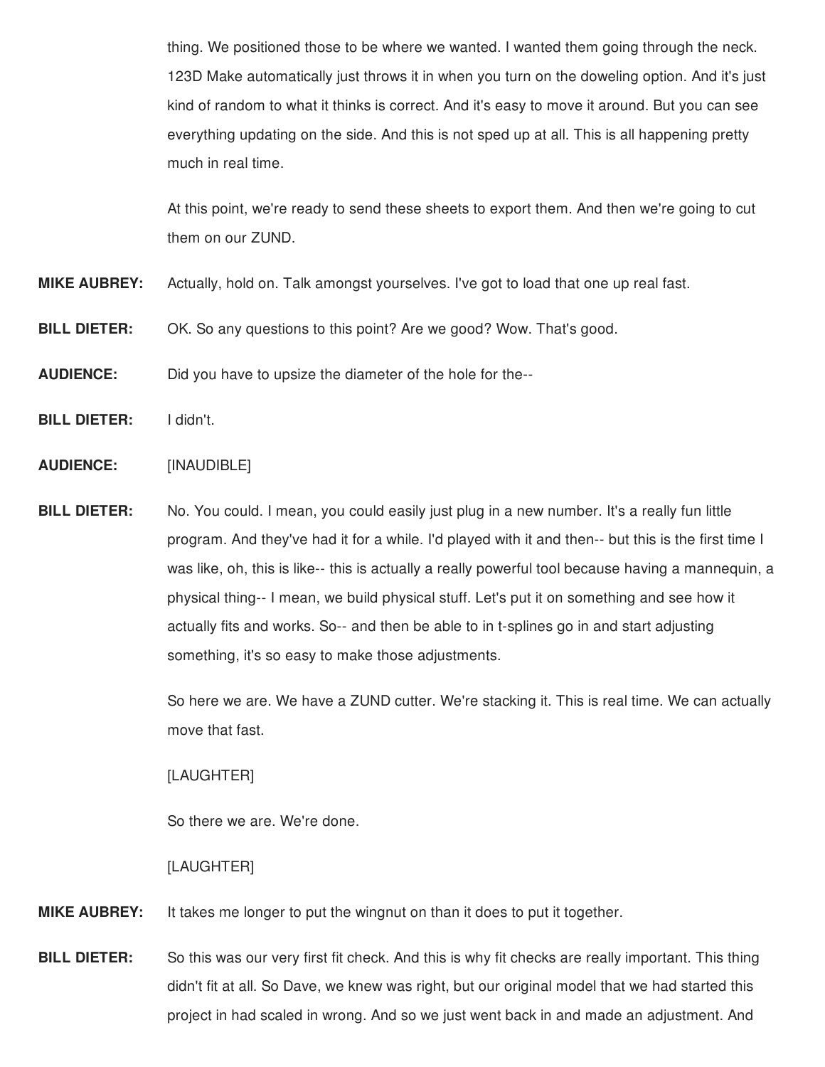thing. We positioned those to be where we wanted. I wanted them going through the neck. 123D Make automatically just throws it in when you turn on the doweling option. And it's just kind of random to what it thinks is correct. And it's easy to move it around. But you can see everything updating on the side. And this is not sped up at all. This is all happening pretty much in real time.

At this point, we're ready to send these sheets to export them. And then we're going to cut them on our ZUND.

**MIKE AUBREY:** Actually, hold on. Talk amongst yourselves. I've got to load that one up real fast.

**BILL DIETER:** OK. So any questions to this point? Are we good? Wow. That's good.

**AUDIENCE:** Did you have to upsize the diameter of the hole for the--

**BILL DIETER:** I didn't.

**AUDIENCE:** [INAUDIBLE]

**BILL DIETER:** No. You could. I mean, you could easily just plug in a new number. It's a really fun little program. And they've had it for a while. I'd played with it and then-- but this is the first time I was like, oh, this is like-- this is actually a really powerful tool because having a mannequin, a physical thing-- I mean, we build physical stuff. Let's put it on something and see how it actually fits and works. So-- and then be able to in t-splines go in and start adjusting something, it's so easy to make those adjustments.

So here we are. We have a ZUND cutter. We're stacking it. This is real time. We can actually move that fast.

[LAUGHTER]

So there we are. We're done.

[LAUGHTER]

**MIKE AUBREY:** It takes me longer to put the wingnut on than it does to put it together.

**BILL DIETER:** So this was our very first fit check. And this is why fit checks are really important. This thing didn't fit at all. So Dave, we knew was right, but our original model that we had started this project in had scaled in wrong. And so we just went back in and made an adjustment. And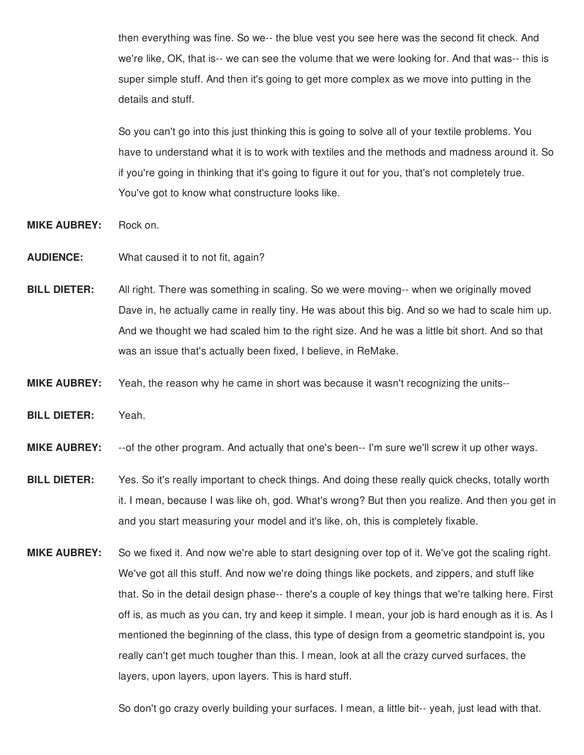then everything was fine. So we-- the blue vest you see here was the second fit check. And we're like, OK, that is-- we can see the volume that we were looking for. And that was-- this is super simple stuff. And then it's going to get more complex as we move into putting in the details and stuff.

So you can't go into this just thinking this is going to solve all of your textile problems. You have to understand what it is to work with textiles and the methods and madness around it. So if you're going in thinking that it's going to figure it out for you, that's not completely true. You've got to know what constructure looks like.

**MIKE AUBREY:** Rock on.

**AUDIENCE:** What caused it to not fit, again?

**BILL DIETER:** All right. There was something in scaling. So we were moving-- when we originally moved Dave in, he actually came in really tiny. He was about this big. And so we had to scale him up. And we thought we had scaled him to the right size. And he was a little bit short. And so that was an issue that's actually been fixed, I believe, in ReMake.

**MIKE AUBREY:** Yeah, the reason why he came in short was because it wasn't recognizing the units--

**BILL DIETER:** Yeah.

**MIKE AUBREY:** --of the other program. And actually that one's been-- I'm sure we'll screw it up other ways.

**BILL DIETER:** Yes. So it's really important to check things. And doing these really quick checks, totally worth it. I mean, because I was like oh, god. What's wrong? But then you realize. And then you get in and you start measuring your model and it's like, oh, this is completely fixable.

**MIKE AUBREY:** So we fixed it. And now we're able to start designing over top of it. We've got the scaling right. We've got all this stuff. And now we're doing things like pockets, and zippers, and stuff like that. So in the detail design phase-- there's a couple of key things that we're talking here. First off is, as much as you can, try and keep it simple. I mean, your job is hard enough as it is. As I mentioned the beginning of the class, this type of design from a geometric standpoint is, you really can't get much tougher than this. I mean, look at all the crazy curved surfaces, the layers, upon layers, upon layers. This is hard stuff.

So don't go crazy overly building your surfaces. I mean, a little bit-- yeah, just lead with that.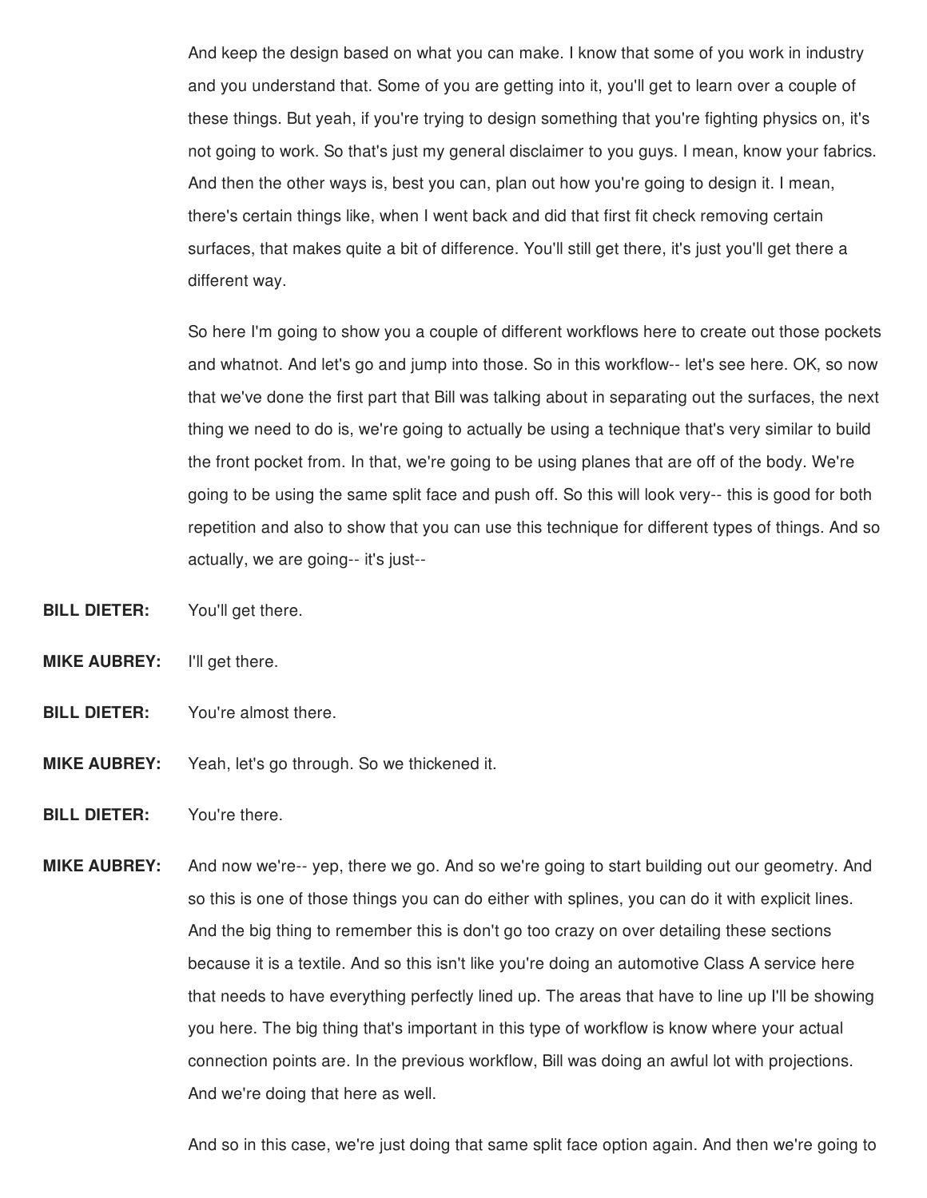And keep the design based on what you can make. I know that some of you work in industry and you understand that. Some of you are getting into it, you'll get to learn over a couple of these things. But yeah, if you're trying to design something that you're fighting physics on, it's not going to work. So that's just my general disclaimer to you guys. I mean, know your fabrics. And then the other ways is, best you can, plan out how you're going to design it. I mean, there's certain things like, when I went back and did that first fit check removing certain surfaces, that makes quite a bit of difference. You'll still get there, it's just you'll get there a different way.

So here I'm going to show you a couple of different workflows here to create out those pockets and whatnot. And let's go and jump into those. So in this workflow-- let's see here. OK, so now that we've done the first part that Bill was talking about in separating out the surfaces, the next thing we need to do is, we're going to actually be using a technique that's very similar to build the front pocket from. In that, we're going to be using planes that are off of the body. We're going to be using the same split face and push off. So this will look very-- this is good for both repetition and also to show that you can use this technique for different types of things. And so actually, we are going-- it's just--

**BILL DIETER:** You'll get there.

**MIKE AUBREY:** I'll get there.

**BILL DIETER:** You're almost there.

**MIKE AUBREY:** Yeah, let's go through. So we thickened it.

**BILL DIETER:** You're there.

**MIKE AUBREY:** And now we're-- yep, there we go. And so we're going to start building out our geometry. And so this is one of those things you can do either with splines, you can do it with explicit lines. And the big thing to remember this is don't go too crazy on over detailing these sections because it is a textile. And so this isn't like you're doing an automotive Class A service here that needs to have everything perfectly lined up. The areas that have to line up I'll be showing you here. The big thing that's important in this type of workflow is know where your actual connection points are. In the previous workflow, Bill was doing an awful lot with projections. And we're doing that here as well.

And so in this case, we're just doing that same split face option again. And then we're going to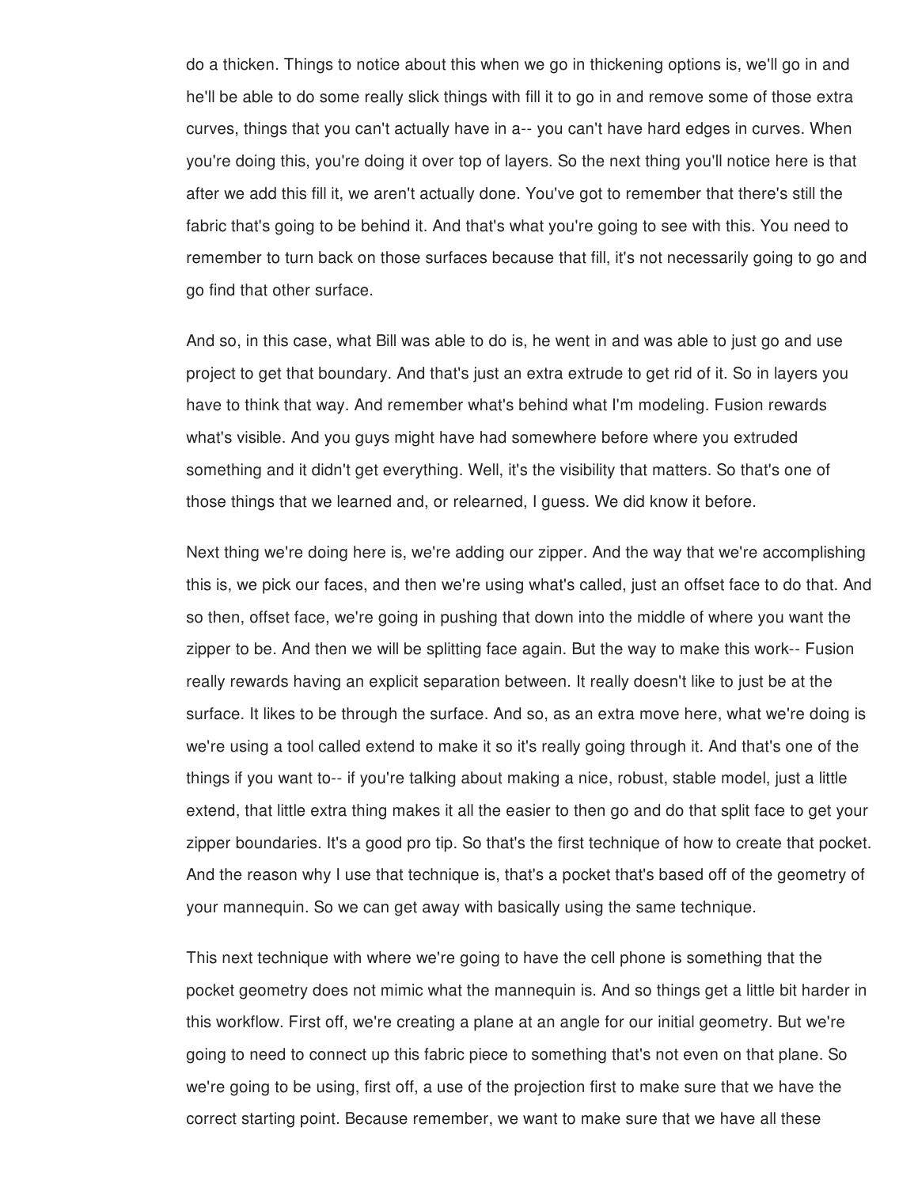do a thicken. Things to notice about this when we go in thickening options is, we'll go in and he'll be able to do some really slick things with fill it to go in and remove some of those extra curves, things that you can't actually have in a-- you can't have hard edges in curves. When you're doing this, you're doing it over top of layers. So the next thing you'll notice here is that after we add this fill it, we aren't actually done. You've got to remember that there's still the fabric that's going to be behind it. And that's what you're going to see with this. You need to remember to turn back on those surfaces because that fill, it's not necessarily going to go and go find that other surface.

And so, in this case, what Bill was able to do is, he went in and was able to just go and use project to get that boundary. And that's just an extra extrude to get rid of it. So in layers you have to think that way. And remember what's behind what I'm modeling. Fusion rewards what's visible. And you guys might have had somewhere before where you extruded something and it didn't get everything. Well, it's the visibility that matters. So that's one of those things that we learned and, or relearned, I guess. We did know it before.

Next thing we're doing here is, we're adding our zipper. And the way that we're accomplishing this is, we pick our faces, and then we're using what's called, just an offset face to do that. And so then, offset face, we're going in pushing that down into the middle of where you want the zipper to be. And then we will be splitting face again. But the way to make this work-- Fusion really rewards having an explicit separation between. It really doesn't like to just be at the surface. It likes to be through the surface. And so, as an extra move here, what we're doing is we're using a tool called extend to make it so it's really going through it. And that's one of the things if you want to-- if you're talking about making a nice, robust, stable model, just a little extend, that little extra thing makes it all the easier to then go and do that split face to get your zipper boundaries. It's a good pro tip. So that's the first technique of how to create that pocket. And the reason why I use that technique is, that's a pocket that's based off of the geometry of your mannequin. So we can get away with basically using the same technique.

This next technique with where we're going to have the cell phone is something that the pocket geometry does not mimic what the mannequin is. And so things get a little bit harder in this workflow. First off, we're creating a plane at an angle for our initial geometry. But we're going to need to connect up this fabric piece to something that's not even on that plane. So we're going to be using, first off, a use of the projection first to make sure that we have the correct starting point. Because remember, we want to make sure that we have all these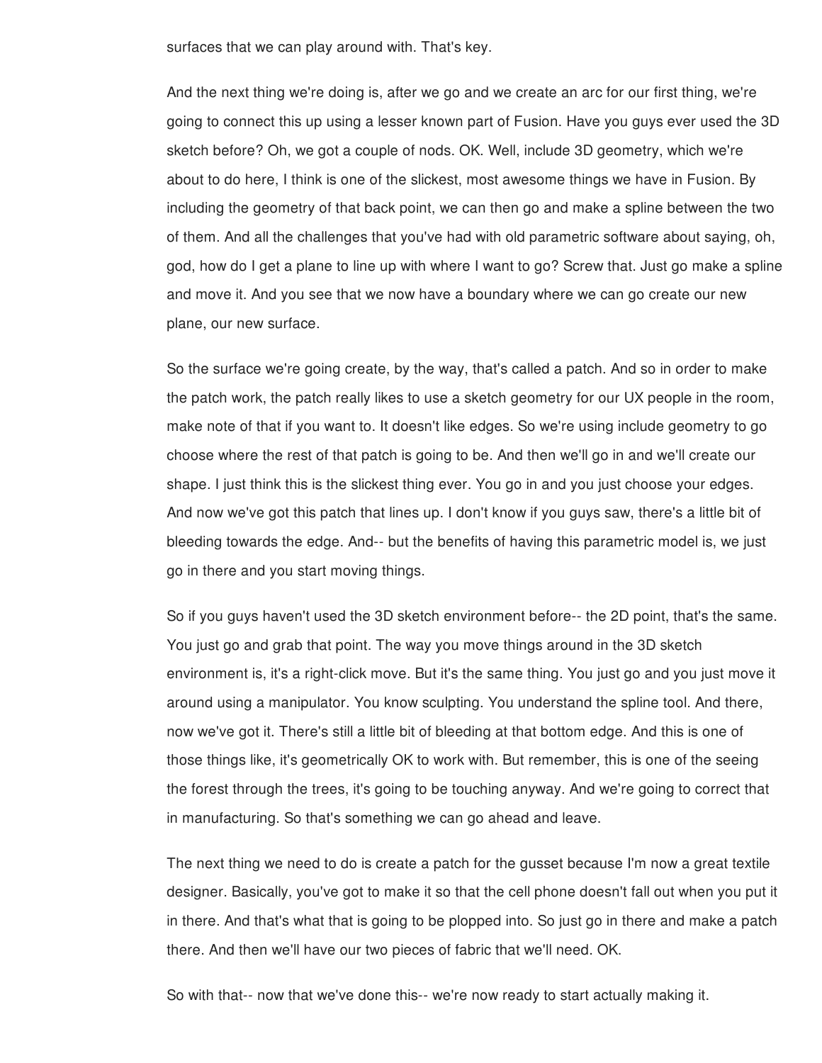surfaces that we can play around with. That's key.

And the next thing we're doing is, after we go and we create an arc for our first thing, we're going to connect this up using a lesser known part of Fusion. Have you guys ever used the 3D sketch before? Oh, we got a couple of nods. OK. Well, include 3D geometry, which we're about to do here, I think is one of the slickest, most awesome things we have in Fusion. By including the geometry of that back point, we can then go and make a spline between the two of them. And all the challenges that you've had with old parametric software about saying, oh, god, how do I get a plane to line up with where I want to go? Screw that. Just go make a spline and move it. And you see that we now have a boundary where we can go create our new plane, our new surface.

So the surface we're going create, by the way, that's called a patch. And so in order to make the patch work, the patch really likes to use a sketch geometry for our UX people in the room, make note of that if you want to. It doesn't like edges. So we're using include geometry to go choose where the rest of that patch is going to be. And then we'll go in and we'll create our shape. I just think this is the slickest thing ever. You go in and you just choose your edges. And now we've got this patch that lines up. I don't know if you guys saw, there's a little bit of bleeding towards the edge. And-- but the benefits of having this parametric model is, we just go in there and you start moving things.

So if you guys haven't used the 3D sketch environment before-- the 2D point, that's the same. You just go and grab that point. The way you move things around in the 3D sketch environment is, it's a right-click move. But it's the same thing. You just go and you just move it around using a manipulator. You know sculpting. You understand the spline tool. And there, now we've got it. There's still a little bit of bleeding at that bottom edge. And this is one of those things like, it's geometrically OK to work with. But remember, this is one of the seeing the forest through the trees, it's going to be touching anyway. And we're going to correct that in manufacturing. So that's something we can go ahead and leave.

The next thing we need to do is create a patch for the gusset because I'm now a great textile designer. Basically, you've got to make it so that the cell phone doesn't fall out when you put it in there. And that's what that is going to be plopped into. So just go in there and make a patch there. And then we'll have our two pieces of fabric that we'll need. OK.

So with that-- now that we've done this-- we're now ready to start actually making it.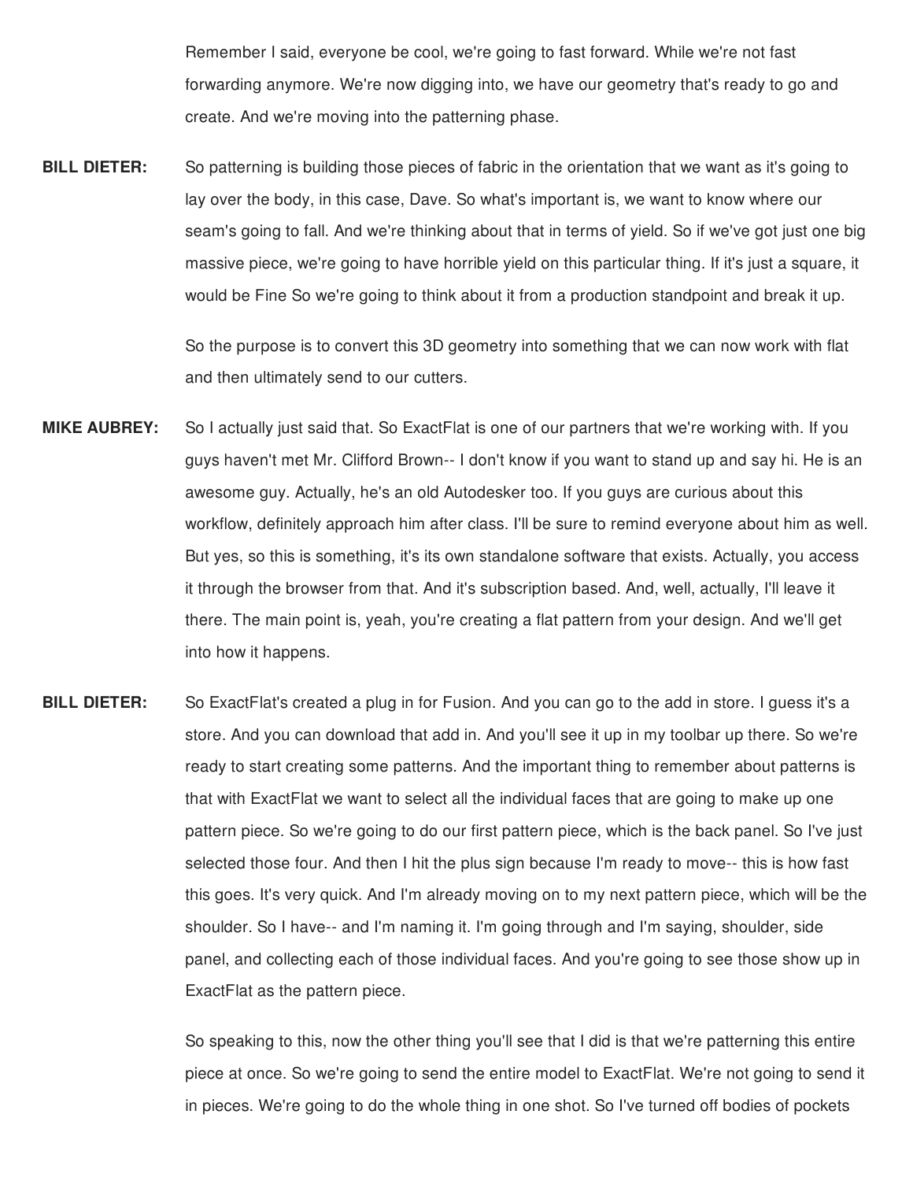Remember I said, everyone be cool, we're going to fast forward. While we're not fast forwarding anymore. We're now digging into, we have our geometry that's ready to go and create. And we're moving into the patterning phase.

**BILL DIETER:** So patterning is building those pieces of fabric in the orientation that we want as it's going to lay over the body, in this case, Dave. So what's important is, we want to know where our seam's going to fall. And we're thinking about that in terms of yield. So if we've got just one big massive piece, we're going to have horrible yield on this particular thing. If it's just a square, it would be Fine So we're going to think about it from a production standpoint and break it up.

So the purpose is to convert this 3D geometry into something that we can now work with flat and then ultimately send to our cutters.

**MIKE AUBREY:** So I actually just said that. So ExactFlat is one of our partners that we're working with. If you guys haven't met Mr. Clifford Brown-- I don't know if you want to stand up and say hi. He is an awesome guy. Actually, he's an old Autodesker too. If you guys are curious about this workflow, definitely approach him after class. I'll be sure to remind everyone about him as well. But yes, so this is something, it's its own standalone software that exists. Actually, you access it through the browser from that. And it's subscription based. And, well, actually, I'll leave it there. The main point is, yeah, you're creating a flat pattern from your design. And we'll get into how it happens.

**BILL DIETER:** So ExactFlat's created a plug in for Fusion. And you can go to the add in store. I guess it's a store. And you can download that add in. And you'll see it up in my toolbar up there. So we're ready to start creating some patterns. And the important thing to remember about patterns is that with ExactFlat we want to select all the individual faces that are going to make up one pattern piece. So we're going to do our first pattern piece, which is the back panel. So I've just selected those four. And then I hit the plus sign because I'm ready to move-- this is how fast this goes. It's very quick. And I'm already moving on to my next pattern piece, which will be the shoulder. So I have-- and I'm naming it. I'm going through and I'm saying, shoulder, side panel, and collecting each of those individual faces. And you're going to see those show up in ExactFlat as the pattern piece.

So speaking to this, now the other thing you'll see that I did is that we're patterning this entire piece at once. So we're going to send the entire model to ExactFlat. We're not going to send it in pieces. We're going to do the whole thing in one shot. So I've turned off bodies of pockets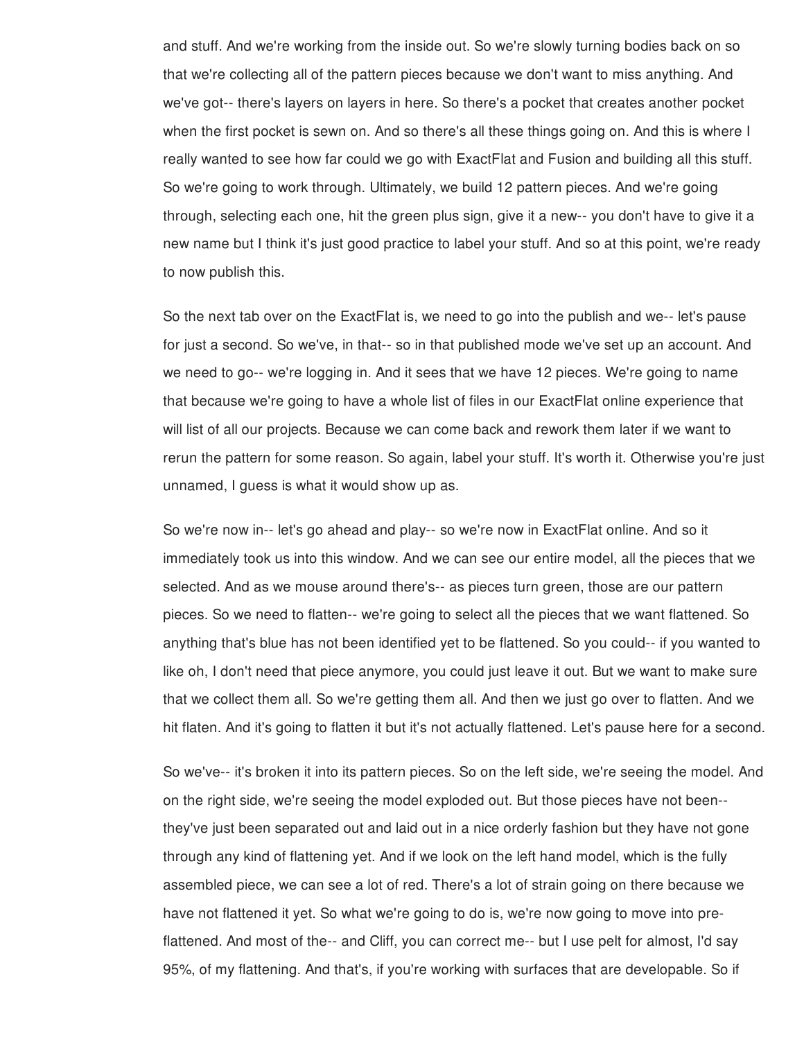and stuff. And we're working from the inside out. So we're slowly turning bodies back on so that we're collecting all of the pattern pieces because we don't want to miss anything. And we've got-- there's layers on layers in here. So there's a pocket that creates another pocket when the first pocket is sewn on. And so there's all these things going on. And this is where I really wanted to see how far could we go with ExactFlat and Fusion and building all this stuff. So we're going to work through. Ultimately, we build 12 pattern pieces. And we're going through, selecting each one, hit the green plus sign, give it a new-- you don't have to give it a new name but I think it's just good practice to label your stuff. And so at this point, we're ready to now publish this.

So the next tab over on the ExactFlat is, we need to go into the publish and we-- let's pause for just a second. So we've, in that-- so in that published mode we've set up an account. And we need to go-- we're logging in. And it sees that we have 12 pieces. We're going to name that because we're going to have a whole list of files in our ExactFlat online experience that will list of all our projects. Because we can come back and rework them later if we want to rerun the pattern for some reason. So again, label your stuff. It's worth it. Otherwise you're just unnamed, I guess is what it would show up as.

So we're now in-- let's go ahead and play-- so we're now in ExactFlat online. And so it immediately took us into this window. And we can see our entire model, all the pieces that we selected. And as we mouse around there's-- as pieces turn green, those are our pattern pieces. So we need to flatten-- we're going to select all the pieces that we want flattened. So anything that's blue has not been identified yet to be flattened. So you could-- if you wanted to like oh, I don't need that piece anymore, you could just leave it out. But we want to make sure that we collect them all. So we're getting them all. And then we just go over to flatten. And we hit flaten. And it's going to flatten it but it's not actually flattened. Let's pause here for a second.

So we've-- it's broken it into its pattern pieces. So on the left side, we're seeing the model. And on the right side, we're seeing the model exploded out. But those pieces have not been-- they've just been separated out and laid out in a nice orderly fashion but they have not gone through any kind of flattening yet. And if we look on the left hand model, which is the fully assembled piece, we can see a lot of red. There's a lot of strain going on there because we have not flattened it yet. So what we're going to do is, we're now going to move into pre-flattened. And most of the-- and Cliff, you can correct me-- but I use pelt for almost, I'd say 95%, of my flattening. And that's, if you're working with surfaces that are developable. So if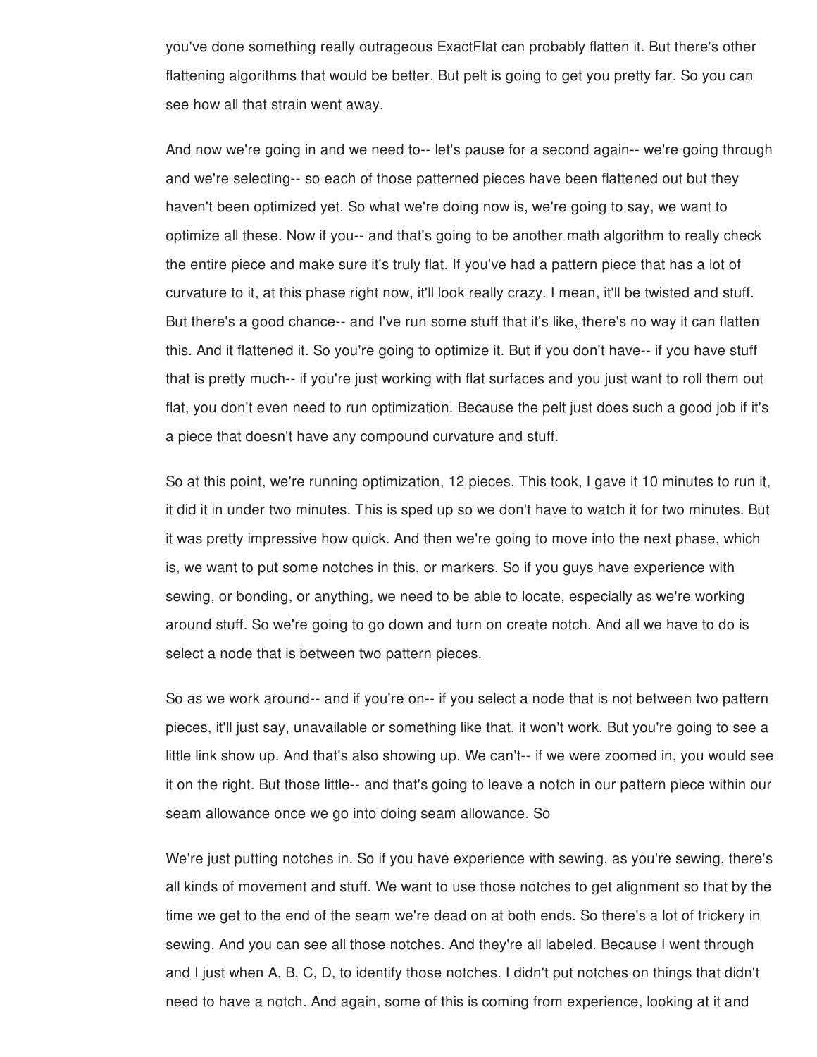you've done something really outrageous ExactFlat can probably flatten it. But there's other flattening algorithms that would be better. But pelt is going to get you pretty far. So you can see how all that strain went away.

And now we're going in and we need to-- let's pause for a second again-- we're going through and we're selecting-- so each of those patterned pieces have been flattened out but they haven't been optimized yet. So what we're doing now is, we're going to say, we want to optimize all these. Now if you-- and that's going to be another math algorithm to really check the entire piece and make sure it's truly flat. If you've had a pattern piece that has a lot of curvature to it, at this phase right now, it'll look really crazy. I mean, it'll be twisted and stuff. But there's a good chance-- and I've run some stuff that it's like, there's no way it can flatten this. And it flattened it. So you're going to optimize it. But if you don't have-- if you have stuff that is pretty much-- if you're just working with flat surfaces and you just want to roll them out flat, you don't even need to run optimization. Because the pelt just does such a good job if it's a piece that doesn't have any compound curvature and stuff.

So at this point, we're running optimization, 12 pieces. This took, I gave it 10 minutes to run it, it did it in under two minutes. This is sped up so we don't have to watch it for two minutes. But it was pretty impressive how quick. And then we're going to move into the next phase, which is, we want to put some notches in this, or markers. So if you guys have experience with sewing, or bonding, or anything, we need to be able to locate, especially as we're working around stuff. So we're going to go down and turn on create notch. And all we have to do is select a node that is between two pattern pieces.

So as we work around-- and if you're on-- if you select a node that is not between two pattern pieces, it'll just say, unavailable or something like that, it won't work. But you're going to see a little link show up. And that's also showing up. We can't-- if we were zoomed in, you would see it on the right. But those little-- and that's going to leave a notch in our pattern piece within our seam allowance once we go into doing seam allowance. So

We're just putting notches in. So if you have experience with sewing, as you're sewing, there's all kinds of movement and stuff. We want to use those notches to get alignment so that by the time we get to the end of the seam we're dead on at both ends. So there's a lot of trickery in sewing. And you can see all those notches. And they're all labeled. Because I went through and I just when A, B, C, D, to identify those notches. I didn't put notches on things that didn't need to have a notch. And again, some of this is coming from experience, looking at it and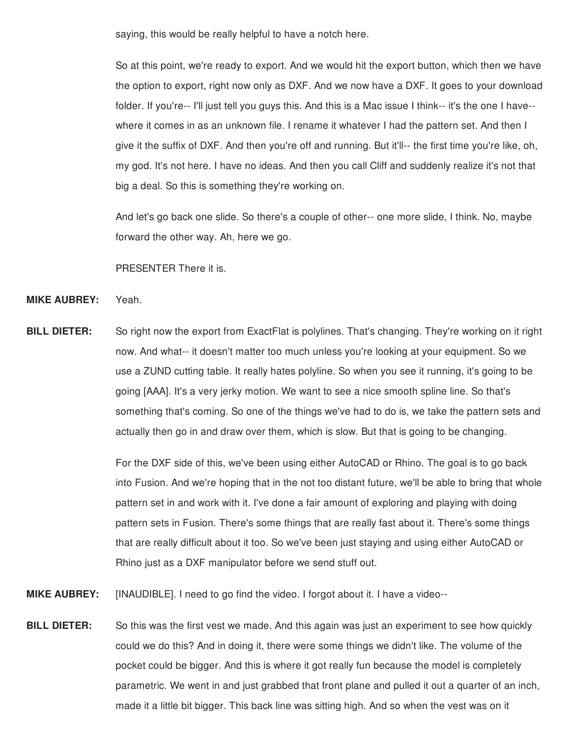saying, this would be really helpful to have a notch here.

So at this point, we're ready to export. And we would hit the export button, which then we have the option to export, right now only as DXF. And we now have a DXF. It goes to your download folder. If you're-- I'll just tell you guys this. And this is a Mac issue I think-- it's the one I have-- where it comes in as an unknown file. I rename it whatever I had the pattern set. And then I give it the suffix of DXF. And then you're off and running. But it'll-- the first time you're like, oh, my god. It's not here. I have no ideas. And then you call Cliff and suddenly realize it's not that big a deal. So this is something they're working on.

And let's go back one slide. So there's a couple of other-- one more slide, I think. No, maybe forward the other way. Ah, here we go.

PRESENTER There it is.

**MIKE AUBREY:** Yeah.

**BILL DIETER:** So right now the export from ExactFlat is polylines. That's changing. They're working on it right now. And what-- it doesn't matter too much unless you're looking at your equipment. So we use a ZUND cutting table. It really hates polyline. So when you see it running, it's going to be going [AAA]. It's a very jerky motion. We want to see a nice smooth spline line. So that's something that's coming. So one of the things we've had to do is, we take the pattern sets and actually then go in and draw over them, which is slow. But that is going to be changing.

For the DXF side of this, we've been using either AutoCAD or Rhino. The goal is to go back into Fusion. And we're hoping that in the not too distant future, we'll be able to bring that whole pattern set in and work with it. I've done a fair amount of exploring and playing with doing pattern sets in Fusion. There's some things that are really fast about it. There's some things that are really difficult about it too. So we've been just staying and using either AutoCAD or Rhino just as a DXF manipulator before we send stuff out.

**MIKE AUBREY:** [INAUDIBLE]. I need to go find the video. I forgot about it. I have a video--

**BILL DIETER:** So this was the first vest we made. And this again was just an experiment to see how quickly could we do this? And in doing it, there were some things we didn't like. The volume of the pocket could be bigger. And this is where it got really fun because the model is completely parametric. We went in and just grabbed that front plane and pulled it out a quarter of an inch, made it a little bit bigger. This back line was sitting high. And so when the vest was on it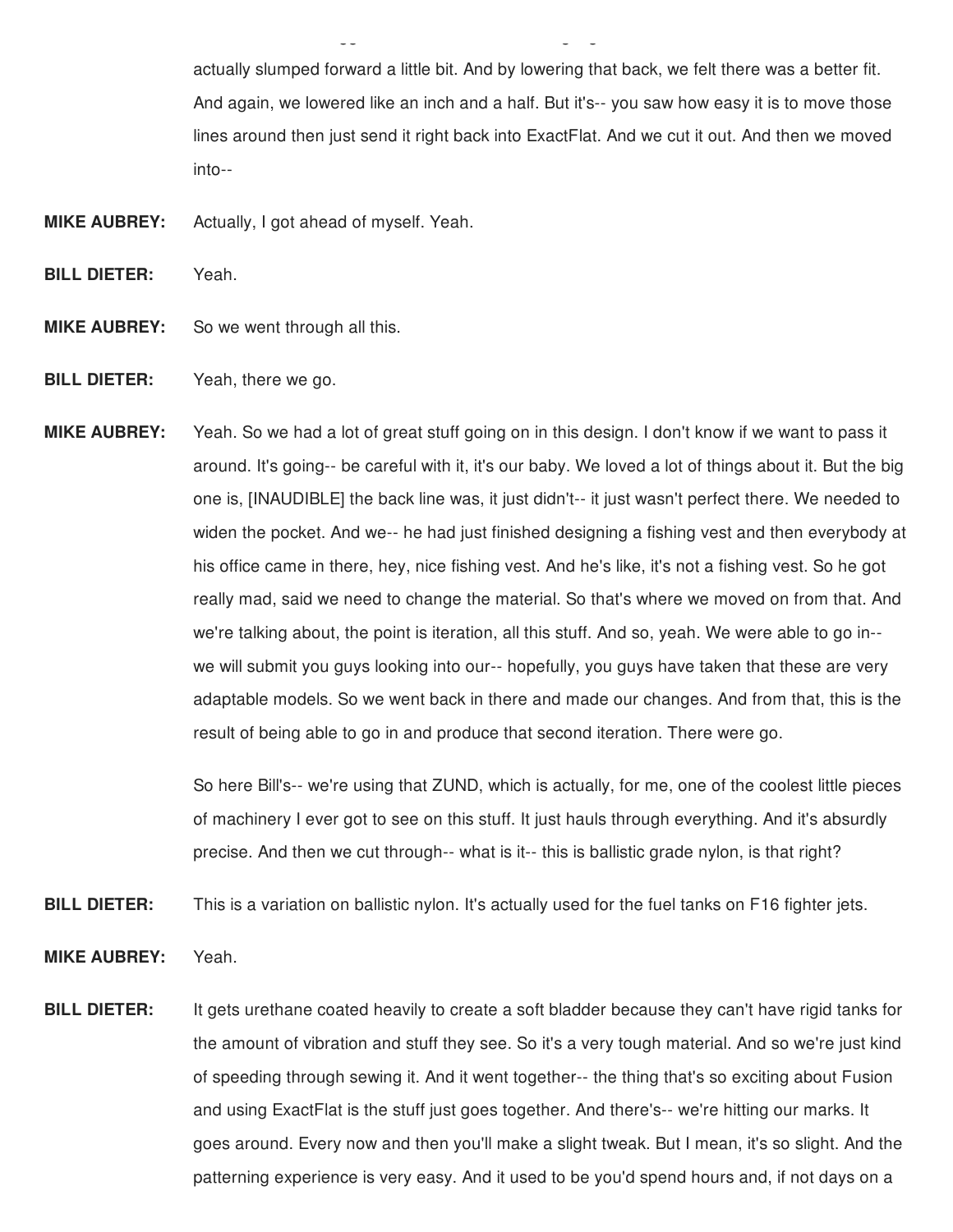actually slumped forward a little bit. And by lowering that back, we felt there was a better fit. And again, we lowered like an inch and a half. But it's-- you saw how easy it is to move those lines around then just send it right back into ExactFlat. And we cut it out. And then we moved into--

**MIKE AUBREY:** Actually, I got ahead of myself. Yeah.

**BILL DIETER:** Yeah.

**MIKE AUBREY:** So we went through all this.

**BILL DIETER:** Yeah, there we go.

**MIKE AUBREY:** Yeah. So we had a lot of great stuff going on in this design. I don't know if we want to pass it around. It's going-- be careful with it, it's our baby. We loved a lot of things about it. But the big one is, [INAUDIBLE] the back line was, it just didn't-- it just wasn't perfect there. We needed to widen the pocket. And we-- he had just finished designing a fishing vest and then everybody at his office came in there, hey, nice fishing vest. And he's like, it's not a fishing vest. So he got really mad, said we need to change the material. So that's where we moved on from that. And we're talking about, the point is iteration, all this stuff. And so, yeah. We were able to go in-- we will submit you guys looking into our-- hopefully, you guys have taken that these are very adaptable models. So we went back in there and made our changes. And from that, this is the result of being able to go in and produce that second iteration. There were go.

So here Bill's-- we're using that ZUND, which is actually, for me, one of the coolest little pieces of machinery I ever got to see on this stuff. It just hauls through everything. And it's absurdly precise. And then we cut through-- what is it-- this is ballistic grade nylon, is that right?

**BILL DIETER:** This is a variation on ballistic nylon. It's actually used for the fuel tanks on F16 fighter jets.

**MIKE AUBREY:** Yeah.

**BILL DIETER:** It gets urethane coated heavily to create a soft bladder because they can't have rigid tanks for the amount of vibration and stuff they see. So it's a very tough material. And so we're just kind of speeding through sewing it. And it went together-- the thing that's so exciting about Fusion and using ExactFlat is the stuff just goes together. And there's-- we're hitting our marks. It goes around. Every now and then you'll make a slight tweak. But I mean, it's so slight. And the patterning experience is very easy. And it used to be you'd spend hours and, if not days on a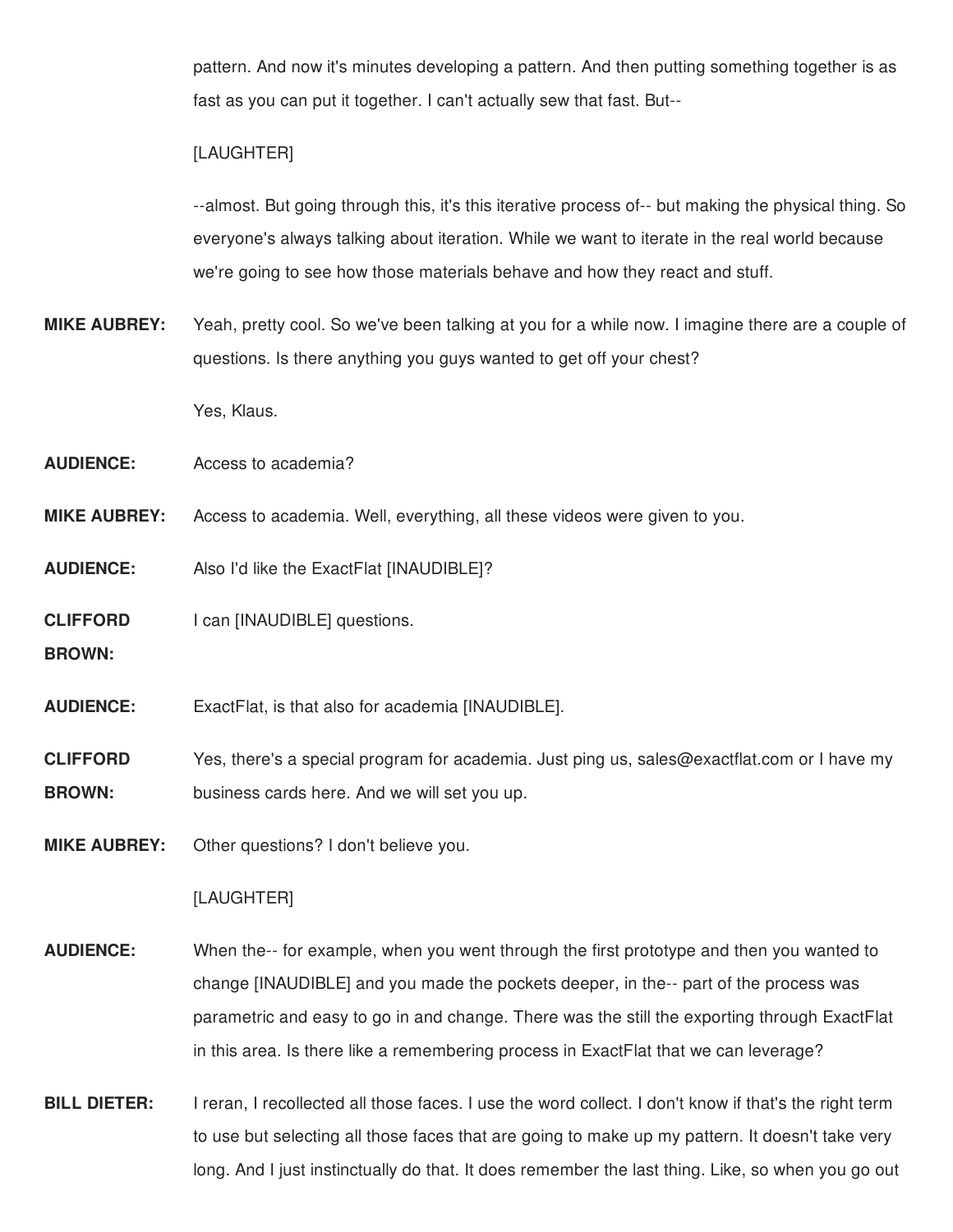pattern. And now it's minutes developing a pattern. And then putting something together is as fast as you can put it together. I can't actually sew that fast. But--

[LAUGHTER]

--almost. But going through this, it's this iterative process of-- but making the physical thing. So everyone's always talking about iteration. While we want to iterate in the real world because we're going to see how those materials behave and how they react and stuff.

**MIKE AUBREY:** Yeah, pretty cool. So we've been talking at you for a while now. I imagine there are a couple of questions. Is there anything you guys wanted to get off your chest?

Yes, Klaus.

**AUDIENCE:** Access to academia?

**MIKE AUBREY:** Access to academia. Well, everything, all these videos were given to you.

**AUDIENCE:** Also I'd like the ExactFlat [INAUDIBLE]?

**CLIFFORD BROWN:** I can [INAUDIBLE] questions.

**AUDIENCE:** ExactFlat, is that also for academia [INAUDIBLE].

**CLIFFORD BROWN:** Yes, there's a special program for academia. Just ping us, sales@exactflat.com or I have my business cards here. And we will set you up.

**MIKE AUBREY:** Other questions? I don't believe you.

[LAUGHTER]

**AUDIENCE:** When the-- for example, when you went through the first prototype and then you wanted to change [INAUDIBLE] and you made the pockets deeper, in the-- part of the process was parametric and easy to go in and change. There was the still the exporting through ExactFlat in this area. Is there like a remembering process in ExactFlat that we can leverage?

**BILL DIETER:** I reran, I recollected all those faces. I use the word collect. I don't know if that's the right term to use but selecting all those faces that are going to make up my pattern. It doesn't take very long. And I just instinctually do that. It does remember the last thing. Like, so when you go out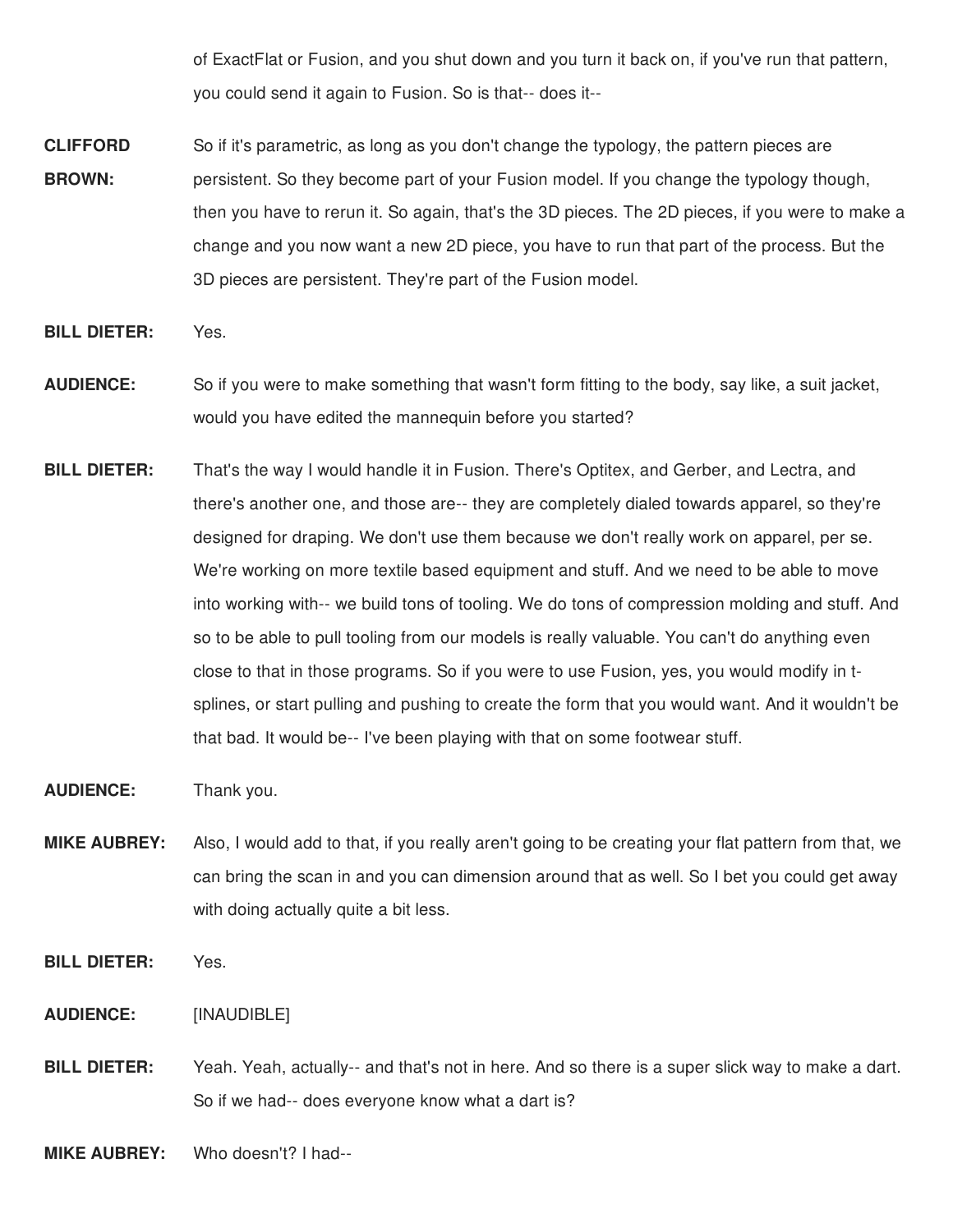of ExactFlat or Fusion, and you shut down and you turn it back on, if you've run that pattern, you could send it again to Fusion. So is that-- does it--

**CLIFFORD BROWN:** So if it's parametric, as long as you don't change the typology, the pattern pieces are persistent. So they become part of your Fusion model. If you change the typology though, then you have to rerun it. So again, that's the 3D pieces. The 2D pieces, if you were to make a change and you now want a new 2D piece, you have to run that part of the process. But the 3D pieces are persistent. They're part of the Fusion model.

**BILL DIETER:** Yes.

**AUDIENCE:** So if you were to make something that wasn't form fitting to the body, say like, a suit jacket, would you have edited the mannequin before you started?

**BILL DIETER:** That's the way I would handle it in Fusion. There's Optitex, and Gerber, and Lectra, and there's another one, and those are-- they are completely dialed towards apparel, so they're designed for draping. We don't use them because we don't really work on apparel, per se. We're working on more textile based equipment and stuff. And we need to be able to move into working with-- we build tons of tooling. We do tons of compression molding and stuff. And so to be able to pull tooling from our models is really valuable. You can't do anything even close to that in those programs. So if you were to use Fusion, yes, you would modify in t-splines, or start pulling and pushing to create the form that you would want. And it wouldn't be that bad. It would be-- I've been playing with that on some footwear stuff.

**AUDIENCE:** Thank you.

**MIKE AUBREY:** Also, I would add to that, if you really aren't going to be creating your flat pattern from that, we can bring the scan in and you can dimension around that as well. So I bet you could get away with doing actually quite a bit less.

**BILL DIETER:** Yes.

**AUDIENCE:** [INAUDIBLE]

**BILL DIETER:** Yeah. Yeah, actually-- and that's not in here. And so there is a super slick way to make a dart. So if we had-- does everyone know what a dart is?

**MIKE AUBREY:** Who doesn't? I had--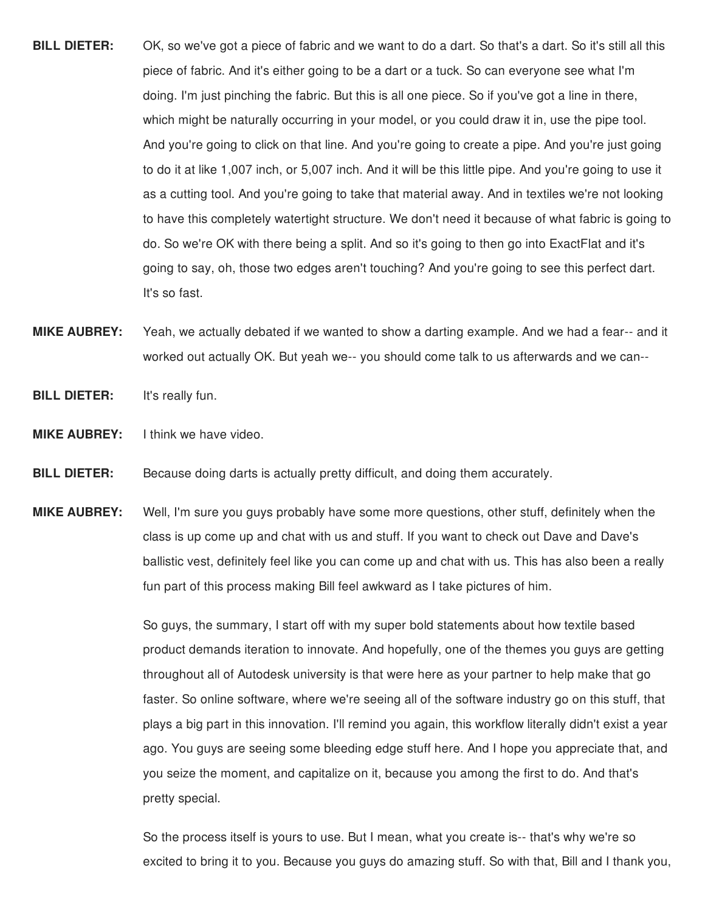**BILL DIETER:** OK, so we've got a piece of fabric and we want to do a dart. So that's a dart. So it's still all this piece of fabric. And it's either going to be a dart or a tuck. So can everyone see what I'm doing. I'm just pinching the fabric. But this is all one piece. So if you've got a line in there, which might be naturally occurring in your model, or you could draw it in, use the pipe tool. And you're going to click on that line. And you're going to create a pipe. And you're just going to do it at like 1,007 inch, or 5,007 inch. And it will be this little pipe. And you're going to use it as a cutting tool. And you're going to take that material away. And in textiles we're not looking to have this completely watertight structure. We don't need it because of what fabric is going to do. So we're OK with there being a split. And so it's going to then go into ExactFlat and it's going to say, oh, those two edges aren't touching? And you're going to see this perfect dart. It's so fast.

**MIKE AUBREY:** Yeah, we actually debated if we wanted to show a darting example. And we had a fear-- and it worked out actually OK. But yeah we-- you should come talk to us afterwards and we can--

**BILL DIETER:** It's really fun.

**MIKE AUBREY:** I think we have video.

**BILL DIETER:** Because doing darts is actually pretty difficult, and doing them accurately.

**MIKE AUBREY:** Well, I'm sure you guys probably have some more questions, other stuff, definitely when the class is up come up and chat with us and stuff. If you want to check out Dave and Dave's ballistic vest, definitely feel like you can come up and chat with us. This has also been a really fun part of this process making Bill feel awkward as I take pictures of him.

So guys, the summary, I start off with my super bold statements about how textile based product demands iteration to innovate. And hopefully, one of the themes you guys are getting throughout all of Autodesk university is that were here as your partner to help make that go faster. So online software, where we're seeing all of the software industry go on this stuff, that plays a big part in this innovation. I'll remind you again, this workflow literally didn't exist a year ago. You guys are seeing some bleeding edge stuff here. And I hope you appreciate that, and you seize the moment, and capitalize on it, because you among the first to do. And that's pretty special.

So the process itself is yours to use. But I mean, what you create is-- that's why we're so excited to bring it to you. Because you guys do amazing stuff. So with that, Bill and I thank you,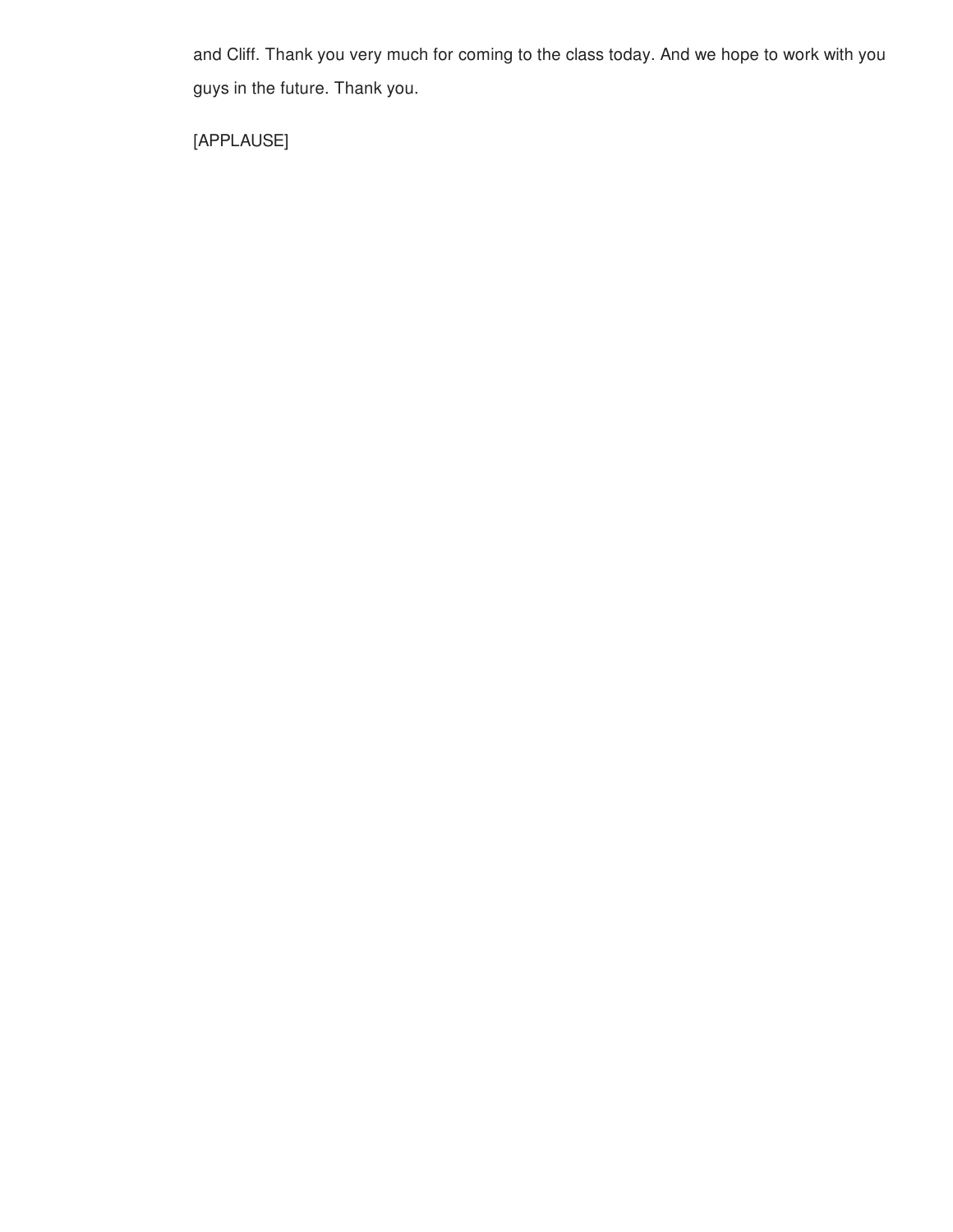and Cliff. Thank you very much for coming to the class today. And we hope to work with you guys in the future. Thank you.

[APPLAUSE]